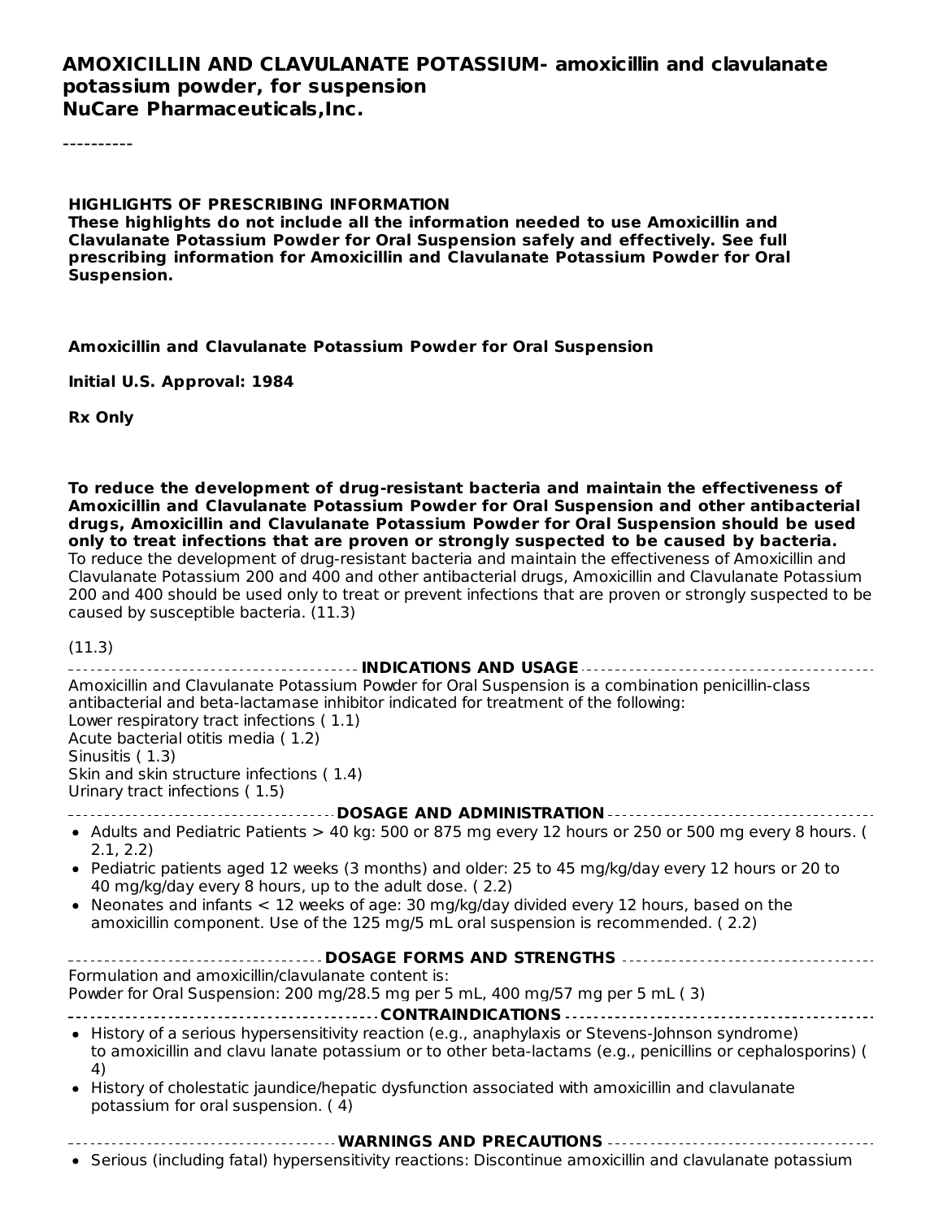# AMOXICILLIN AND CLAVULANATE POTASSIUM- amoxicillin and clavulanate potassium powder, for suspension
**NuCare Pharmaceuticals,Inc.**

----------

**HIGHLIGHTS OF PRESCRIBING INFORMATION**
**These highlights do not include all the information needed to use Amoxicillin and Clavulanate Potassium Powder for Oral Suspension safely and effectively. See full prescribing information for Amoxicillin and Clavulanate Potassium Powder for Oral Suspension.**

**Amoxicillin and Clavulanate Potassium Powder for Oral Suspension**

**Initial U.S. Approval: 1984**

**Rx Only**

**To reduce the development of drug-resistant bacteria and maintain the effectiveness of Amoxicillin and Clavulanate Potassium Powder for Oral Suspension and other antibacterial drugs, Amoxicillin and Clavulanate Potassium Powder for Oral Suspension should be used only to treat infections that are proven or strongly suspected to be caused by bacteria.**
To reduce the development of drug-resistant bacteria and maintain the effectiveness of Amoxicillin and Clavulanate Potassium 200 and 400 and other antibacterial drugs, Amoxicillin and Clavulanate Potassium 200 and 400 should be used only to treat or prevent infections that are proven or strongly suspected to be caused by susceptible bacteria. (11.3)

(11.3)

## INDICATIONS AND USAGE

Amoxicillin and Clavulanate Potassium Powder for Oral Suspension is a combination penicillin-class antibacterial and beta-lactamase inhibitor indicated for treatment of the following:
Lower respiratory tract infections ( 1.1)
Acute bacterial otitis media ( 1.2)
Sinusitis ( 1.3)
Skin and skin structure infections ( 1.4)
Urinary tract infections ( 1.5)

## DOSAGE AND ADMINISTRATION

- Adults and Pediatric Patients > 40 kg: 500 or 875 mg every 12 hours or 250 or 500 mg every 8 hours. ( 2.1, 2.2)
- Pediatric patients aged 12 weeks (3 months) and older: 25 to 45 mg/kg/day every 12 hours or 20 to 40 mg/kg/day every 8 hours, up to the adult dose. ( 2.2)
- Neonates and infants < 12 weeks of age: 30 mg/kg/day divided every 12 hours, based on the amoxicillin component. Use of the 125 mg/5 mL oral suspension is recommended. ( 2.2)

## DOSAGE FORMS AND STRENGTHS

Formulation and amoxicillin/clavulanate content is:
Powder for Oral Suspension: 200 mg/28.5 mg per 5 mL, 400 mg/57 mg per 5 mL ( 3)

## CONTRAINDICATIONS

- History of a serious hypersensitivity reaction (e.g., anaphylaxis or Stevens-Johnson syndrome) to amoxicillin and clavu lanate potassium or to other beta-lactams (e.g., penicillins or cephalosporins) ( 4)
- History of cholestatic jaundice/hepatic dysfunction associated with amoxicillin and clavulanate potassium for oral suspension. ( 4)

## WARNINGS AND PRECAUTIONS

- Serious (including fatal) hypersensitivity reactions: Discontinue amoxicillin and clavulanate potassium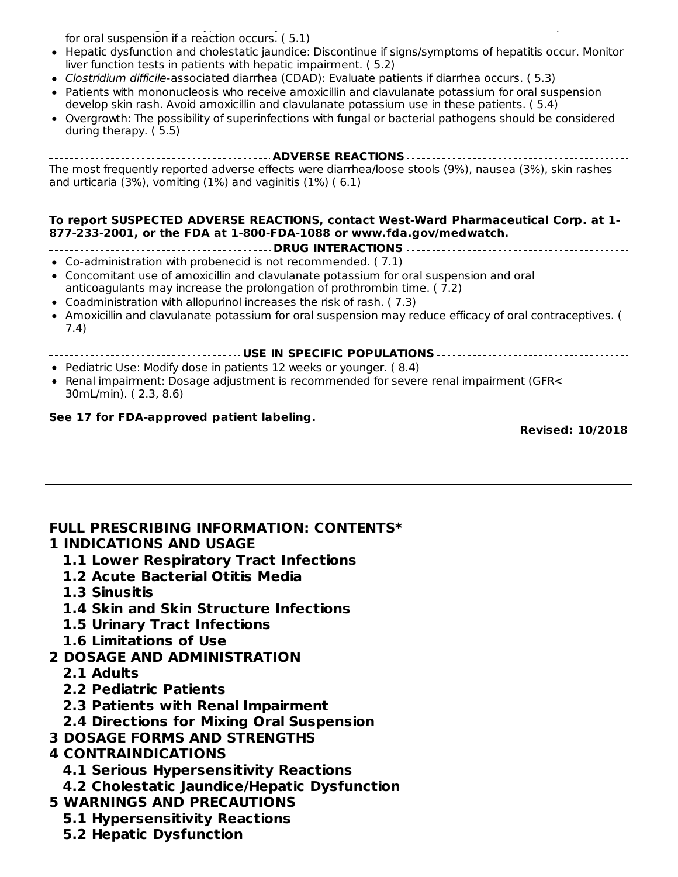for oral suspension if a reaction occurs. ( 5.1)

- Hepatic dysfunction and cholestatic jaundice: Discontinue if signs/symptoms of hepatitis occur. Monitor liver function tests in patients with hepatic impairment. ( 5.2)
- *Clostridium difficile*-associated diarrhea (CDAD): Evaluate patients if diarrhea occurs. ( 5.3)
- Patients with mononucleosis who receive amoxicillin and clavulanate potassium for oral suspension develop skin rash. Avoid amoxicillin and clavulanate potassium use in these patients. ( 5.4)
- Overgrowth: The possibility of superinfections with fungal or bacterial pathogens should be considered during therapy. ( 5.5)

**ADVERSE REACTIONS**

The most frequently reported adverse effects were diarrhea/loose stools (9%), nausea (3%), skin rashes and urticaria (3%), vomiting (1%) and vaginitis (1%) ( 6.1)

**To report SUSPECTED ADVERSE REACTIONS, contact West-Ward Pharmaceutical Corp. at 1-877-233-2001, or the FDA at 1-800-FDA-1088 or www.fda.gov/medwatch.**

**DRUG INTERACTIONS**

- Co-administration with probenecid is not recommended. ( 7.1)
- Concomitant use of amoxicillin and clavulanate potassium for oral suspension and oral anticoagulants may increase the prolongation of prothrombin time. ( 7.2)
- Coadministration with allopurinol increases the risk of rash. ( 7.3)
- Amoxicillin and clavulanate potassium for oral suspension may reduce efficacy of oral contraceptives. ( 7.4)

**USE IN SPECIFIC POPULATIONS**

- Pediatric Use: Modify dose in patients 12 weeks or younger. ( 8.4)
- Renal impairment: Dosage adjustment is recommended for severe renal impairment (GFR< 30mL/min). ( 2.3, 8.6)

**See 17 for FDA-approved patient labeling.**

**Revised: 10/2018**

---

**FULL PRESCRIBING INFORMATION: CONTENTS***

**1 INDICATIONS AND USAGE**
- **1.1 Lower Respiratory Tract Infections**
- **1.2 Acute Bacterial Otitis Media**
- **1.3 Sinusitis**
- **1.4 Skin and Skin Structure Infections**
- **1.5 Urinary Tract Infections**
- **1.6 Limitations of Use**

**2 DOSAGE AND ADMINISTRATION**
- **2.1 Adults**
- **2.2 Pediatric Patients**
- **2.3 Patients with Renal Impairment**
- **2.4 Directions for Mixing Oral Suspension**

**3 DOSAGE FORMS AND STRENGTHS**

**4 CONTRAINDICATIONS**
- **4.1 Serious Hypersensitivity Reactions**
- **4.2 Cholestatic Jaundice/Hepatic Dysfunction**

**5 WARNINGS AND PRECAUTIONS**
- **5.1 Hypersensitivity Reactions**
- **5.2 Hepatic Dysfunction**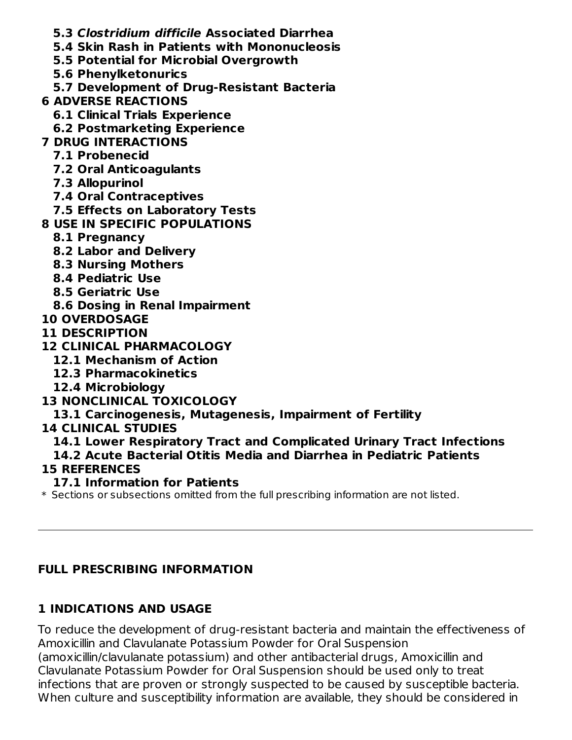**5.3 *Clostridium difficile* Associated Diarrhea**

**5.4 Skin Rash in Patients with Mononucleosis**

**5.5 Potential for Microbial Overgrowth**

**5.6 Phenylketonurics**

**5.7 Development of Drug-Resistant Bacteria**

**6 ADVERSE REACTIONS**

**6.1 Clinical Trials Experience**

**6.2 Postmarketing Experience**

**7 DRUG INTERACTIONS**

**7.1 Probenecid**

**7.2 Oral Anticoagulants**

**7.3 Allopurinol**

**7.4 Oral Contraceptives**

**7.5 Effects on Laboratory Tests**

**8 USE IN SPECIFIC POPULATIONS**

**8.1 Pregnancy**

**8.2 Labor and Delivery**

**8.3 Nursing Mothers**

**8.4 Pediatric Use**

**8.5 Geriatric Use**

**8.6 Dosing in Renal Impairment**

**10 OVERDOSAGE**

**11 DESCRIPTION**

**12 CLINICAL PHARMACOLOGY**

**12.1 Mechanism of Action**

**12.3 Pharmacokinetics**

**12.4 Microbiology**

**13 NONCLINICAL TOXICOLOGY**

**13.1 Carcinogenesis, Mutagenesis, Impairment of Fertility**

**14 CLINICAL STUDIES**

**14.1 Lower Respiratory Tract and Complicated Urinary Tract Infections**

**14.2 Acute Bacterial Otitis Media and Diarrhea in Pediatric Patients**

**15 REFERENCES**

**17.1 Information for Patients**

\* Sections or subsections omitted from the full prescribing information are not listed.

---

## FULL PRESCRIBING INFORMATION

## 1 INDICATIONS AND USAGE

To reduce the development of drug-resistant bacteria and maintain the effectiveness of Amoxicillin and Clavulanate Potassium Powder for Oral Suspension (amoxicillin/clavulanate potassium) and other antibacterial drugs, Amoxicillin and Clavulanate Potassium Powder for Oral Suspension should be used only to treat infections that are proven or strongly suspected to be caused by susceptible bacteria. When culture and susceptibility information are available, they should be considered in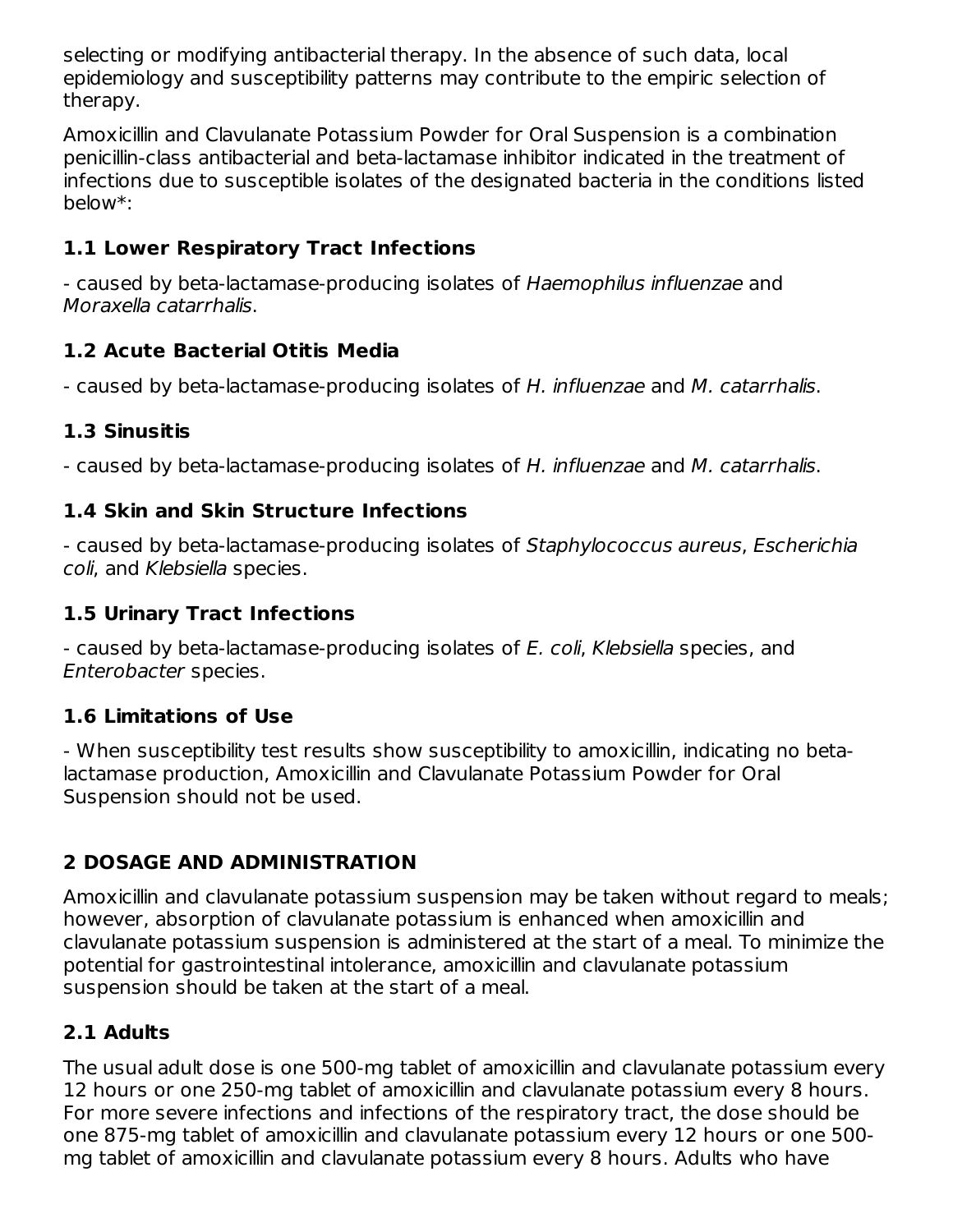selecting or modifying antibacterial therapy. In the absence of such data, local epidemiology and susceptibility patterns may contribute to the empiric selection of therapy.

Amoxicillin and Clavulanate Potassium Powder for Oral Suspension is a combination penicillin-class antibacterial and beta-lactamase inhibitor indicated in the treatment of infections due to susceptible isolates of the designated bacteria in the conditions listed below*:

### 1.1 Lower Respiratory Tract Infections

- caused by beta-lactamase-producing isolates of *Haemophilus influenzae* and *Moraxella catarrhalis*.

### 1.2 Acute Bacterial Otitis Media

- caused by beta-lactamase-producing isolates of *H. influenzae* and *M. catarrhalis*.

### 1.3 Sinusitis

- caused by beta-lactamase-producing isolates of *H. influenzae* and *M. catarrhalis*.

### 1.4 Skin and Skin Structure Infections

- caused by beta-lactamase-producing isolates of *Staphylococcus aureus*, *Escherichia coli*, and *Klebsiella* species.

### 1.5 Urinary Tract Infections

- caused by beta-lactamase-producing isolates of *E. coli*, *Klebsiella* species, and *Enterobacter* species.

### 1.6 Limitations of Use

- When susceptibility test results show susceptibility to amoxicillin, indicating no beta-lactamase production, Amoxicillin and Clavulanate Potassium Powder for Oral Suspension should not be used.

## 2 DOSAGE AND ADMINISTRATION

Amoxicillin and clavulanate potassium suspension may be taken without regard to meals; however, absorption of clavulanate potassium is enhanced when amoxicillin and clavulanate potassium suspension is administered at the start of a meal. To minimize the potential for gastrointestinal intolerance, amoxicillin and clavulanate potassium suspension should be taken at the start of a meal.

### 2.1 Adults

The usual adult dose is one 500-mg tablet of amoxicillin and clavulanate potassium every 12 hours or one 250-mg tablet of amoxicillin and clavulanate potassium every 8 hours. For more severe infections and infections of the respiratory tract, the dose should be one 875-mg tablet of amoxicillin and clavulanate potassium every 12 hours or one 500-mg tablet of amoxicillin and clavulanate potassium every 8 hours. Adults who have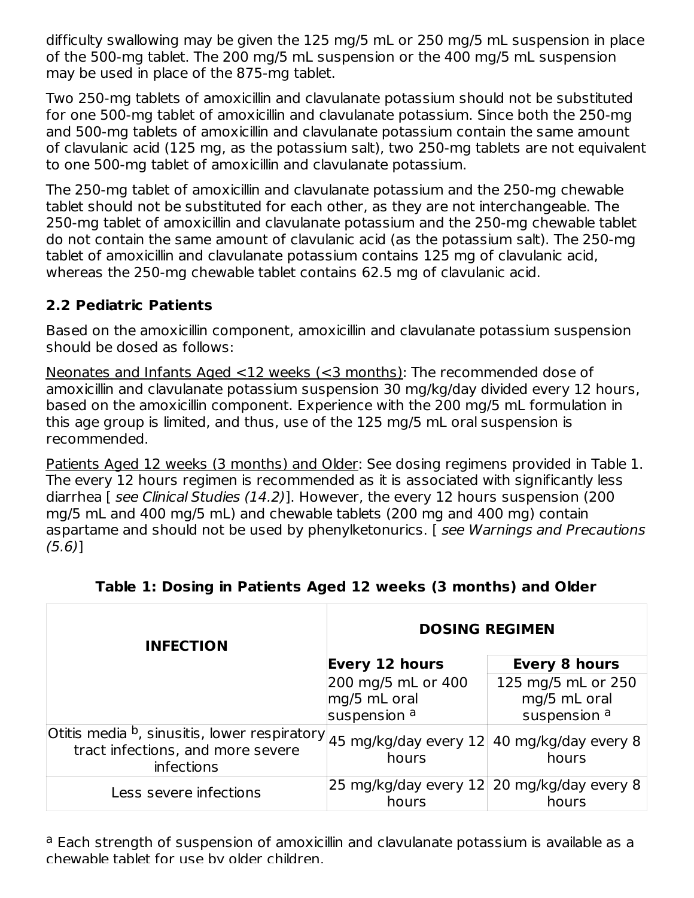difficulty swallowing may be given the 125 mg/5 mL or 250 mg/5 mL suspension in place of the 500-mg tablet. The 200 mg/5 mL suspension or the 400 mg/5 mL suspension may be used in place of the 875-mg tablet.

Two 250-mg tablets of amoxicillin and clavulanate potassium should not be substituted for one 500-mg tablet of amoxicillin and clavulanate potassium. Since both the 250-mg and 500-mg tablets of amoxicillin and clavulanate potassium contain the same amount of clavulanic acid (125 mg, as the potassium salt), two 250-mg tablets are not equivalent to one 500-mg tablet of amoxicillin and clavulanate potassium.

The 250-mg tablet of amoxicillin and clavulanate potassium and the 250-mg chewable tablet should not be substituted for each other, as they are not interchangeable. The 250-mg tablet of amoxicillin and clavulanate potassium and the 250-mg chewable tablet do not contain the same amount of clavulanic acid (as the potassium salt). The 250-mg tablet of amoxicillin and clavulanate potassium contains 125 mg of clavulanic acid, whereas the 250-mg chewable tablet contains 62.5 mg of clavulanic acid.

## 2.2 Pediatric Patients

Based on the amoxicillin component, amoxicillin and clavulanate potassium suspension should be dosed as follows:

Neonates and Infants Aged <12 weeks (<3 months): The recommended dose of amoxicillin and clavulanate potassium suspension 30 mg/kg/day divided every 12 hours, based on the amoxicillin component. Experience with the 200 mg/5 mL formulation in this age group is limited, and thus, use of the 125 mg/5 mL oral suspension is recommended.

Patients Aged 12 weeks (3 months) and Older: See dosing regimens provided in Table 1. The every 12 hours regimen is recommended as it is associated with significantly less diarrhea [ *see Clinical Studies (14.2)*]. However, the every 12 hours suspension (200 mg/5 mL and 400 mg/5 mL) and chewable tablets (200 mg and 400 mg) contain aspartame and should not be used by phenylketonurics. [ *see Warnings and Precautions (5.6)*]

**Table 1: Dosing in Patients Aged 12 weeks (3 months) and Older**

| INFECTION | DOSING REGIMEN | |
|---|---|---|
| | **Every 12 hours** 200 mg/5 mL or 400 mg/5 mL oral suspension [a] | **Every 8 hours** 125 mg/5 mL or 250 mg/5 mL oral suspension [a] |
| Otitis media [b], sinusitis, lower respiratory tract infections, and more severe infections | 45 mg/kg/day every 12 hours | 40 mg/kg/day every 8 hours |
| Less severe infections | 25 mg/kg/day every 12 hours | 20 mg/kg/day every 8 hours |

[a] Each strength of suspension of amoxicillin and clavulanate potassium is available as a chewable tablet for use by older children.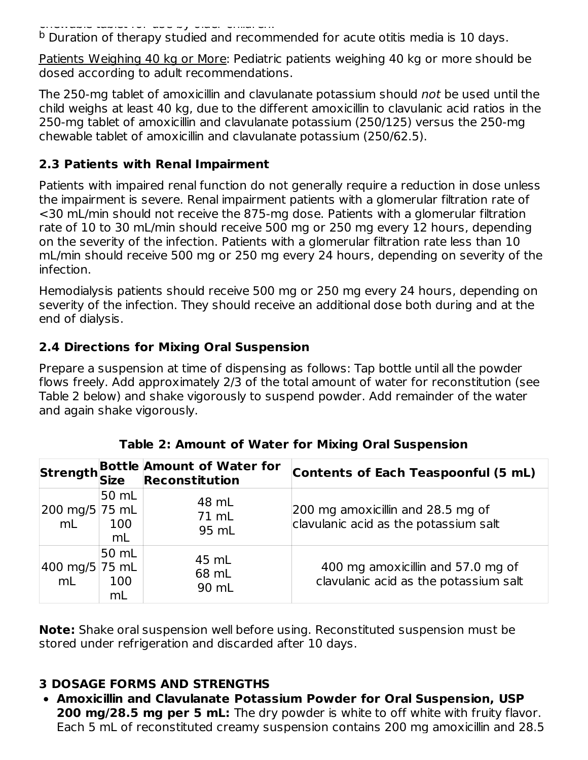chewable tablet for use by older children.

[b] Duration of therapy studied and recommended for acute otitis media is 10 days.

Patients Weighing 40 kg or More: Pediatric patients weighing 40 kg or more should be dosed according to adult recommendations.

The 250-mg tablet of amoxicillin and clavulanate potassium should *not* be used until the child weighs at least 40 kg, due to the different amoxicillin to clavulanic acid ratios in the 250-mg tablet of amoxicillin and clavulanate potassium (250/125) versus the 250-mg chewable tablet of amoxicillin and clavulanate potassium (250/62.5).

### 2.3 Patients with Renal Impairment

Patients with impaired renal function do not generally require a reduction in dose unless the impairment is severe. Renal impairment patients with a glomerular filtration rate of <30 mL/min should not receive the 875-mg dose. Patients with a glomerular filtration rate of 10 to 30 mL/min should receive 500 mg or 250 mg every 12 hours, depending on the severity of the infection. Patients with a glomerular filtration rate less than 10 mL/min should receive 500 mg or 250 mg every 24 hours, depending on severity of the infection.

Hemodialysis patients should receive 500 mg or 250 mg every 24 hours, depending on severity of the infection. They should receive an additional dose both during and at the end of dialysis.

### 2.4 Directions for Mixing Oral Suspension

Prepare a suspension at time of dispensing as follows: Tap bottle until all the powder flows freely. Add approximately 2/3 of the total amount of water for reconstitution (see Table 2 below) and shake vigorously to suspend powder. Add remainder of the water and again shake vigorously.

**Table 2: Amount of Water for Mixing Oral Suspension**

| Strength | Bottle Size | Amount of Water for Reconstitution | Contents of Each Teaspoonful (5 mL) |
|---|---|---|---|
| 200 mg/5 mL | 50 mL<br>75 mL<br>100 mL | 48 mL<br>71 mL<br>95 mL | 200 mg amoxicillin and 28.5 mg of clavulanic acid as the potassium salt |
| 400 mg/5 mL | 50 mL<br>75 mL<br>100 mL | 45 mL<br>68 mL<br>90 mL | 400 mg amoxicillin and 57.0 mg of clavulanic acid as the potassium salt |

**Note:** Shake oral suspension well before using. Reconstituted suspension must be stored under refrigeration and discarded after 10 days.

## 3 DOSAGE FORMS AND STRENGTHS

- **Amoxicillin and Clavulanate Potassium Powder for Oral Suspension, USP 200 mg/28.5 mg per 5 mL:** The dry powder is white to off white with fruity flavor. Each 5 mL of reconstituted creamy suspension contains 200 mg amoxicillin and 28.5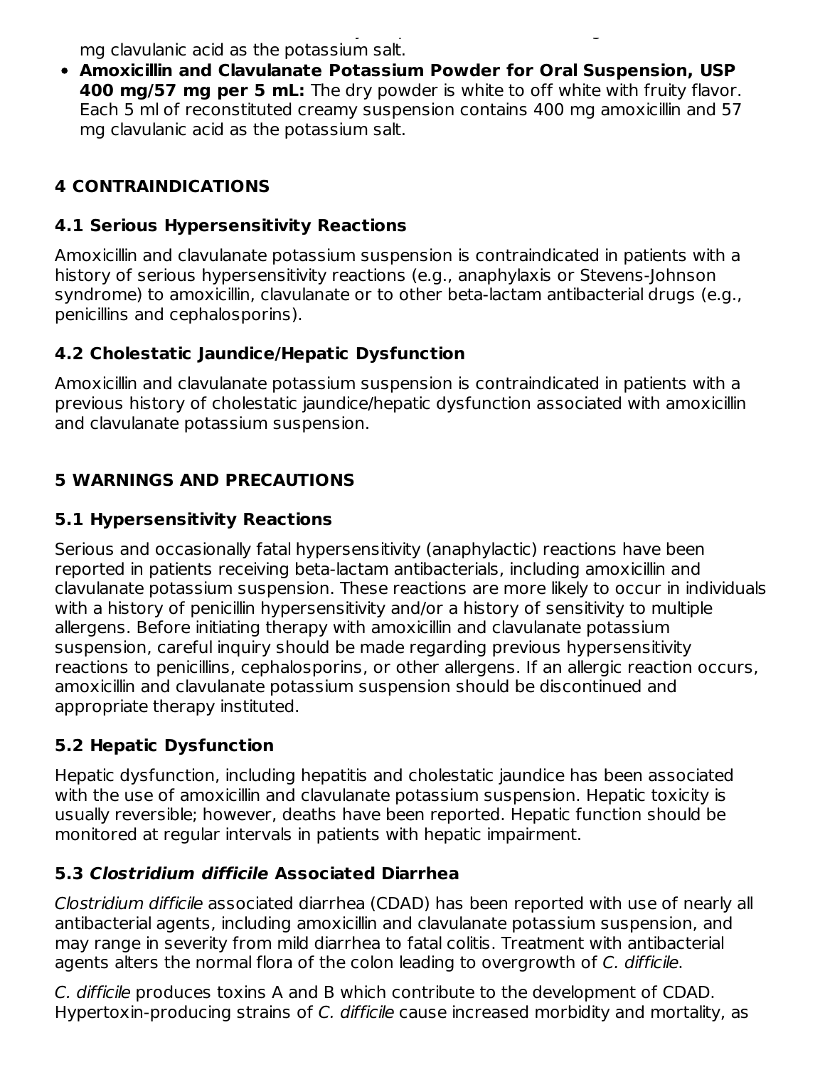mg clavulanic acid as the potassium salt.

- **Amoxicillin and Clavulanate Potassium Powder for Oral Suspension, USP 400 mg/57 mg per 5 mL:** The dry powder is white to off white with fruity flavor. Each 5 ml of reconstituted creamy suspension contains 400 mg amoxicillin and 57 mg clavulanic acid as the potassium salt.

## 4 CONTRAINDICATIONS

### 4.1 Serious Hypersensitivity Reactions

Amoxicillin and clavulanate potassium suspension is contraindicated in patients with a history of serious hypersensitivity reactions (e.g., anaphylaxis or Stevens-Johnson syndrome) to amoxicillin, clavulanate or to other beta-lactam antibacterial drugs (e.g., penicillins and cephalosporins).

### 4.2 Cholestatic Jaundice/Hepatic Dysfunction

Amoxicillin and clavulanate potassium suspension is contraindicated in patients with a previous history of cholestatic jaundice/hepatic dysfunction associated with amoxicillin and clavulanate potassium suspension.

## 5 WARNINGS AND PRECAUTIONS

### 5.1 Hypersensitivity Reactions

Serious and occasionally fatal hypersensitivity (anaphylactic) reactions have been reported in patients receiving beta-lactam antibacterials, including amoxicillin and clavulanate potassium suspension. These reactions are more likely to occur in individuals with a history of penicillin hypersensitivity and/or a history of sensitivity to multiple allergens. Before initiating therapy with amoxicillin and clavulanate potassium suspension, careful inquiry should be made regarding previous hypersensitivity reactions to penicillins, cephalosporins, or other allergens. If an allergic reaction occurs, amoxicillin and clavulanate potassium suspension should be discontinued and appropriate therapy instituted.

### 5.2 Hepatic Dysfunction

Hepatic dysfunction, including hepatitis and cholestatic jaundice has been associated with the use of amoxicillin and clavulanate potassium suspension. Hepatic toxicity is usually reversible; however, deaths have been reported. Hepatic function should be monitored at regular intervals in patients with hepatic impairment.

### 5.3 *Clostridium difficile* Associated Diarrhea

*Clostridium difficile* associated diarrhea (CDAD) has been reported with use of nearly all antibacterial agents, including amoxicillin and clavulanate potassium suspension, and may range in severity from mild diarrhea to fatal colitis. Treatment with antibacterial agents alters the normal flora of the colon leading to overgrowth of *C. difficile*.

*C. difficile* produces toxins A and B which contribute to the development of CDAD. Hypertoxin-producing strains of *C. difficile* cause increased morbidity and mortality, as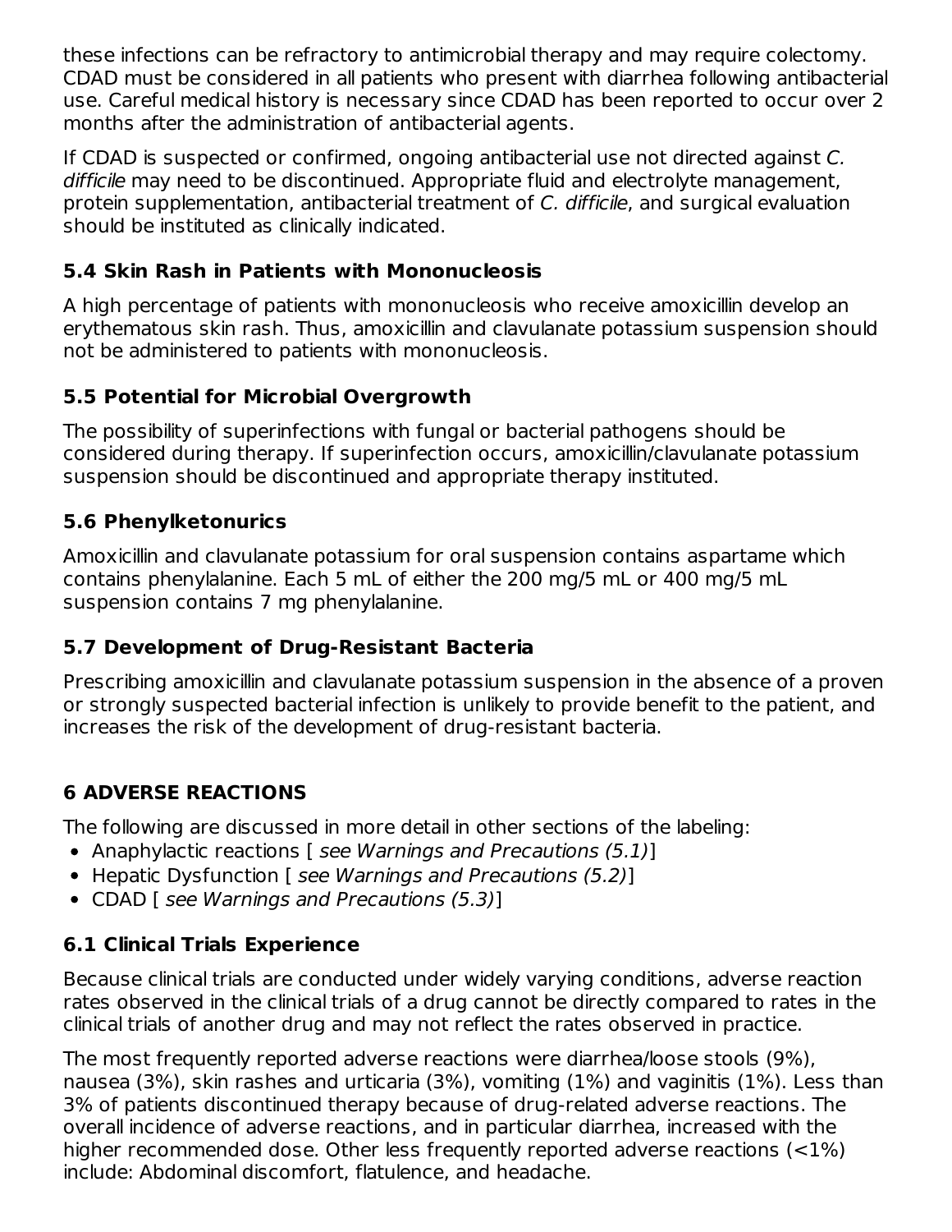these infections can be refractory to antimicrobial therapy and may require colectomy. CDAD must be considered in all patients who present with diarrhea following antibacterial use. Careful medical history is necessary since CDAD has been reported to occur over 2 months after the administration of antibacterial agents.

If CDAD is suspected or confirmed, ongoing antibacterial use not directed against *C. difficile* may need to be discontinued. Appropriate fluid and electrolyte management, protein supplementation, antibacterial treatment of *C. difficile*, and surgical evaluation should be instituted as clinically indicated.

### 5.4 Skin Rash in Patients with Mononucleosis

A high percentage of patients with mononucleosis who receive amoxicillin develop an erythematous skin rash. Thus, amoxicillin and clavulanate potassium suspension should not be administered to patients with mononucleosis.

### 5.5 Potential for Microbial Overgrowth

The possibility of superinfections with fungal or bacterial pathogens should be considered during therapy. If superinfection occurs, amoxicillin/clavulanate potassium suspension should be discontinued and appropriate therapy instituted.

### 5.6 Phenylketonurics

Amoxicillin and clavulanate potassium for oral suspension contains aspartame which contains phenylalanine. Each 5 mL of either the 200 mg/5 mL or 400 mg/5 mL suspension contains 7 mg phenylalanine.

### 5.7 Development of Drug-Resistant Bacteria

Prescribing amoxicillin and clavulanate potassium suspension in the absence of a proven or strongly suspected bacterial infection is unlikely to provide benefit to the patient, and increases the risk of the development of drug-resistant bacteria.

## 6 ADVERSE REACTIONS

The following are discussed in more detail in other sections of the labeling:

- Anaphylactic reactions [ *see Warnings and Precautions (5.1)*]
- Hepatic Dysfunction [ *see Warnings and Precautions (5.2)*]
- CDAD [ *see Warnings and Precautions (5.3)*]

### 6.1 Clinical Trials Experience

Because clinical trials are conducted under widely varying conditions, adverse reaction rates observed in the clinical trials of a drug cannot be directly compared to rates in the clinical trials of another drug and may not reflect the rates observed in practice.

The most frequently reported adverse reactions were diarrhea/loose stools (9%), nausea (3%), skin rashes and urticaria (3%), vomiting (1%) and vaginitis (1%). Less than 3% of patients discontinued therapy because of drug-related adverse reactions. The overall incidence of adverse reactions, and in particular diarrhea, increased with the higher recommended dose. Other less frequently reported adverse reactions (<1%) include: Abdominal discomfort, flatulence, and headache.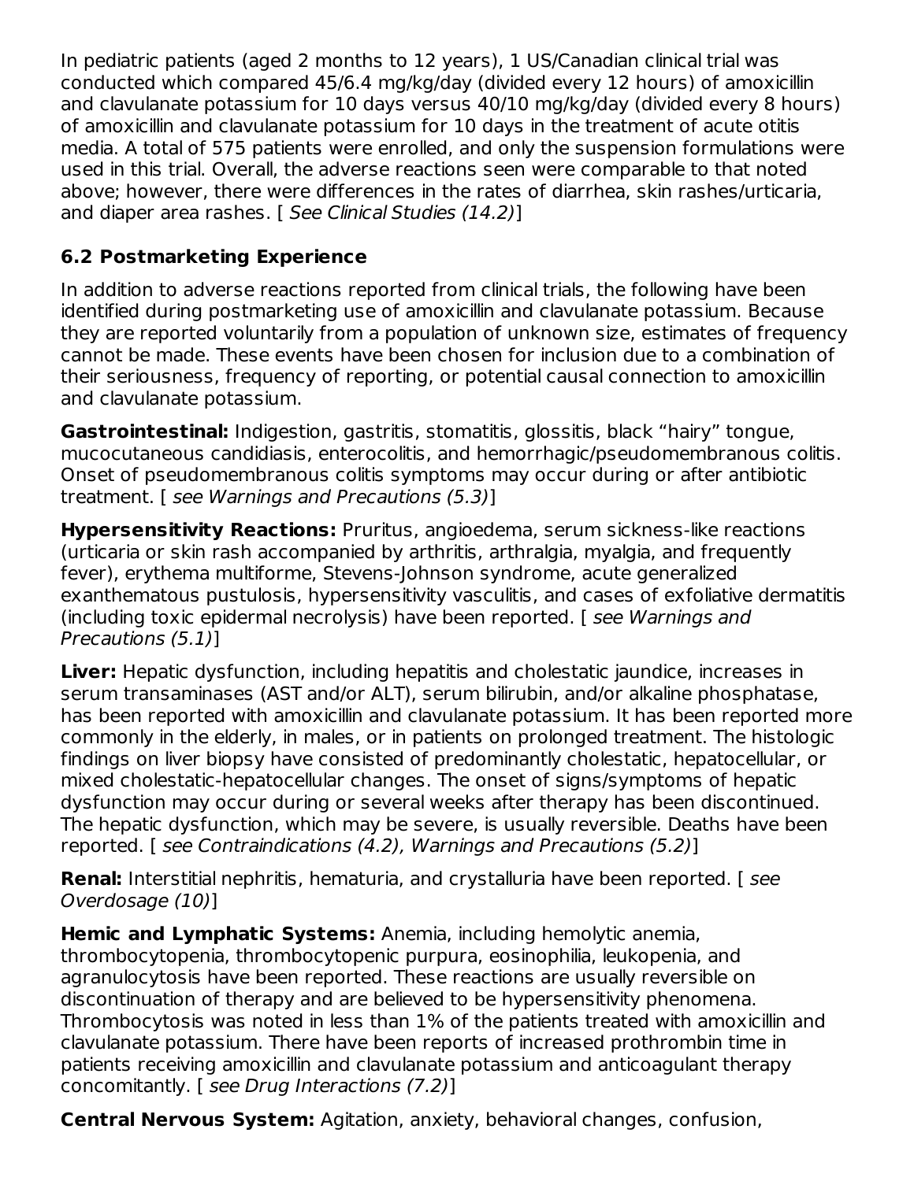In pediatric patients (aged 2 months to 12 years), 1 US/Canadian clinical trial was conducted which compared 45/6.4 mg/kg/day (divided every 12 hours) of amoxicillin and clavulanate potassium for 10 days versus 40/10 mg/kg/day (divided every 8 hours) of amoxicillin and clavulanate potassium for 10 days in the treatment of acute otitis media. A total of 575 patients were enrolled, and only the suspension formulations were used in this trial. Overall, the adverse reactions seen were comparable to that noted above; however, there were differences in the rates of diarrhea, skin rashes/urticaria, and diaper area rashes. [ *See Clinical Studies (14.2)*]

### 6.2 Postmarketing Experience

In addition to adverse reactions reported from clinical trials, the following have been identified during postmarketing use of amoxicillin and clavulanate potassium. Because they are reported voluntarily from a population of unknown size, estimates of frequency cannot be made. These events have been chosen for inclusion due to a combination of their seriousness, frequency of reporting, or potential causal connection to amoxicillin and clavulanate potassium.

**Gastrointestinal:** Indigestion, gastritis, stomatitis, glossitis, black “hairy” tongue, mucocutaneous candidiasis, enterocolitis, and hemorrhagic/pseudomembranous colitis. Onset of pseudomembranous colitis symptoms may occur during or after antibiotic treatment. [ *see Warnings and Precautions (5.3)*]

**Hypersensitivity Reactions:** Pruritus, angioedema, serum sickness-like reactions (urticaria or skin rash accompanied by arthritis, arthralgia, myalgia, and frequently fever), erythema multiforme, Stevens-Johnson syndrome, acute generalized exanthematous pustulosis, hypersensitivity vasculitis, and cases of exfoliative dermatitis (including toxic epidermal necrolysis) have been reported. [ *see Warnings and Precautions (5.1)*]

**Liver:** Hepatic dysfunction, including hepatitis and cholestatic jaundice, increases in serum transaminases (AST and/or ALT), serum bilirubin, and/or alkaline phosphatase, has been reported with amoxicillin and clavulanate potassium. It has been reported more commonly in the elderly, in males, or in patients on prolonged treatment. The histologic findings on liver biopsy have consisted of predominantly cholestatic, hepatocellular, or mixed cholestatic-hepatocellular changes. The onset of signs/symptoms of hepatic dysfunction may occur during or several weeks after therapy has been discontinued. The hepatic dysfunction, which may be severe, is usually reversible. Deaths have been reported. [ *see Contraindications (4.2), Warnings and Precautions (5.2)*]

**Renal:** Interstitial nephritis, hematuria, and crystalluria have been reported. [ *see Overdosage (10)*]

**Hemic and Lymphatic Systems:** Anemia, including hemolytic anemia, thrombocytopenia, thrombocytopenic purpura, eosinophilia, leukopenia, and agranulocytosis have been reported. These reactions are usually reversible on discontinuation of therapy and are believed to be hypersensitivity phenomena. Thrombocytosis was noted in less than 1% of the patients treated with amoxicillin and clavulanate potassium. There have been reports of increased prothrombin time in patients receiving amoxicillin and clavulanate potassium and anticoagulant therapy concomitantly. [ *see Drug Interactions (7.2)*]

**Central Nervous System:** Agitation, anxiety, behavioral changes, confusion,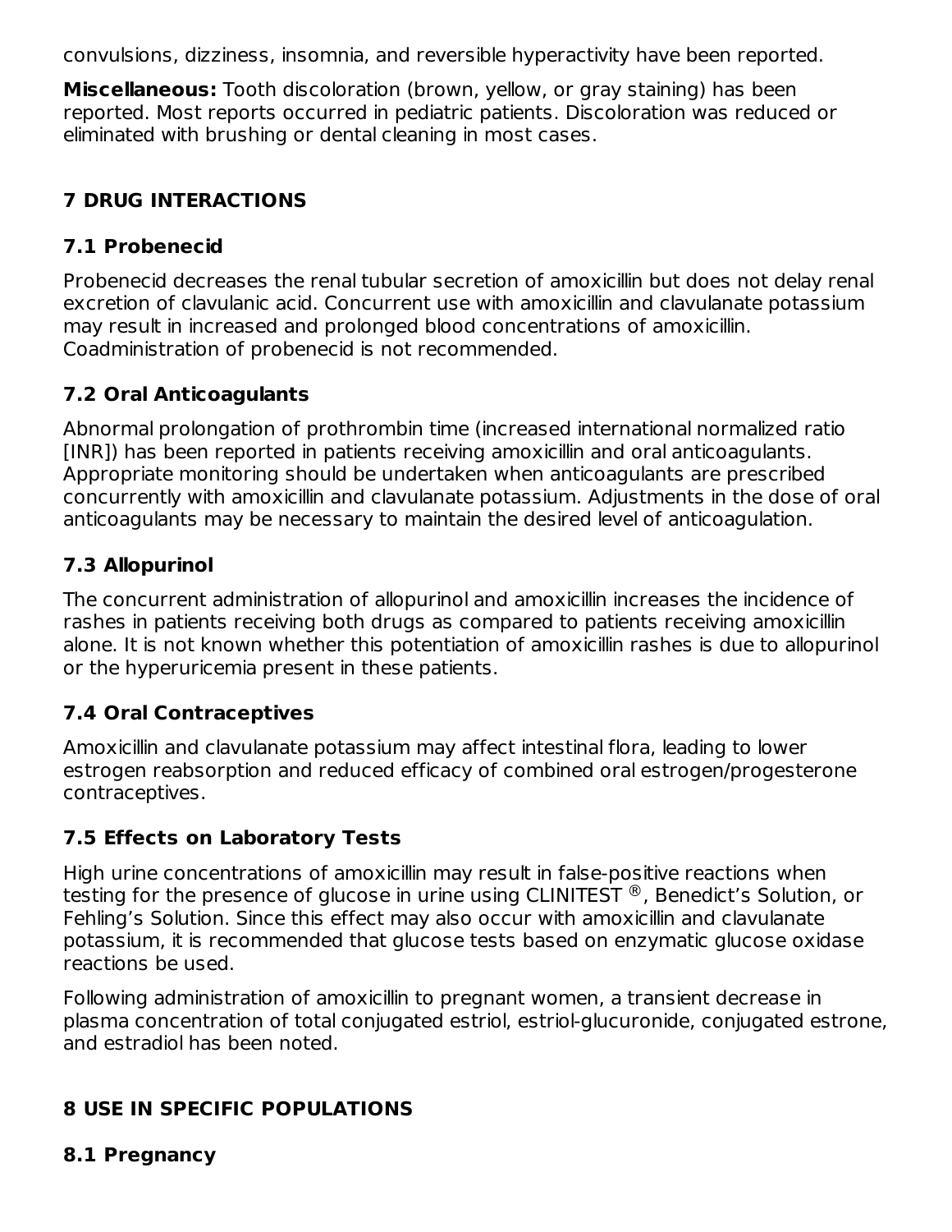convulsions, dizziness, insomnia, and reversible hyperactivity have been reported.

**Miscellaneous:** Tooth discoloration (brown, yellow, or gray staining) has been reported. Most reports occurred in pediatric patients. Discoloration was reduced or eliminated with brushing or dental cleaning in most cases.

## 7 DRUG INTERACTIONS

### 7.1 Probenecid

Probenecid decreases the renal tubular secretion of amoxicillin but does not delay renal excretion of clavulanic acid. Concurrent use with amoxicillin and clavulanate potassium may result in increased and prolonged blood concentrations of amoxicillin. Coadministration of probenecid is not recommended.

### 7.2 Oral Anticoagulants

Abnormal prolongation of prothrombin time (increased international normalized ratio [INR]) has been reported in patients receiving amoxicillin and oral anticoagulants. Appropriate monitoring should be undertaken when anticoagulants are prescribed concurrently with amoxicillin and clavulanate potassium. Adjustments in the dose of oral anticoagulants may be necessary to maintain the desired level of anticoagulation.

### 7.3 Allopurinol

The concurrent administration of allopurinol and amoxicillin increases the incidence of rashes in patients receiving both drugs as compared to patients receiving amoxicillin alone. It is not known whether this potentiation of amoxicillin rashes is due to allopurinol or the hyperuricemia present in these patients.

### 7.4 Oral Contraceptives

Amoxicillin and clavulanate potassium may affect intestinal flora, leading to lower estrogen reabsorption and reduced efficacy of combined oral estrogen/progesterone contraceptives.

### 7.5 Effects on Laboratory Tests

High urine concentrations of amoxicillin may result in false-positive reactions when testing for the presence of glucose in urine using CLINITEST®, Benedict's Solution, or Fehling's Solution. Since this effect may also occur with amoxicillin and clavulanate potassium, it is recommended that glucose tests based on enzymatic glucose oxidase reactions be used.

Following administration of amoxicillin to pregnant women, a transient decrease in plasma concentration of total conjugated estriol, estriol-glucuronide, conjugated estrone, and estradiol has been noted.

## 8 USE IN SPECIFIC POPULATIONS

### 8.1 Pregnancy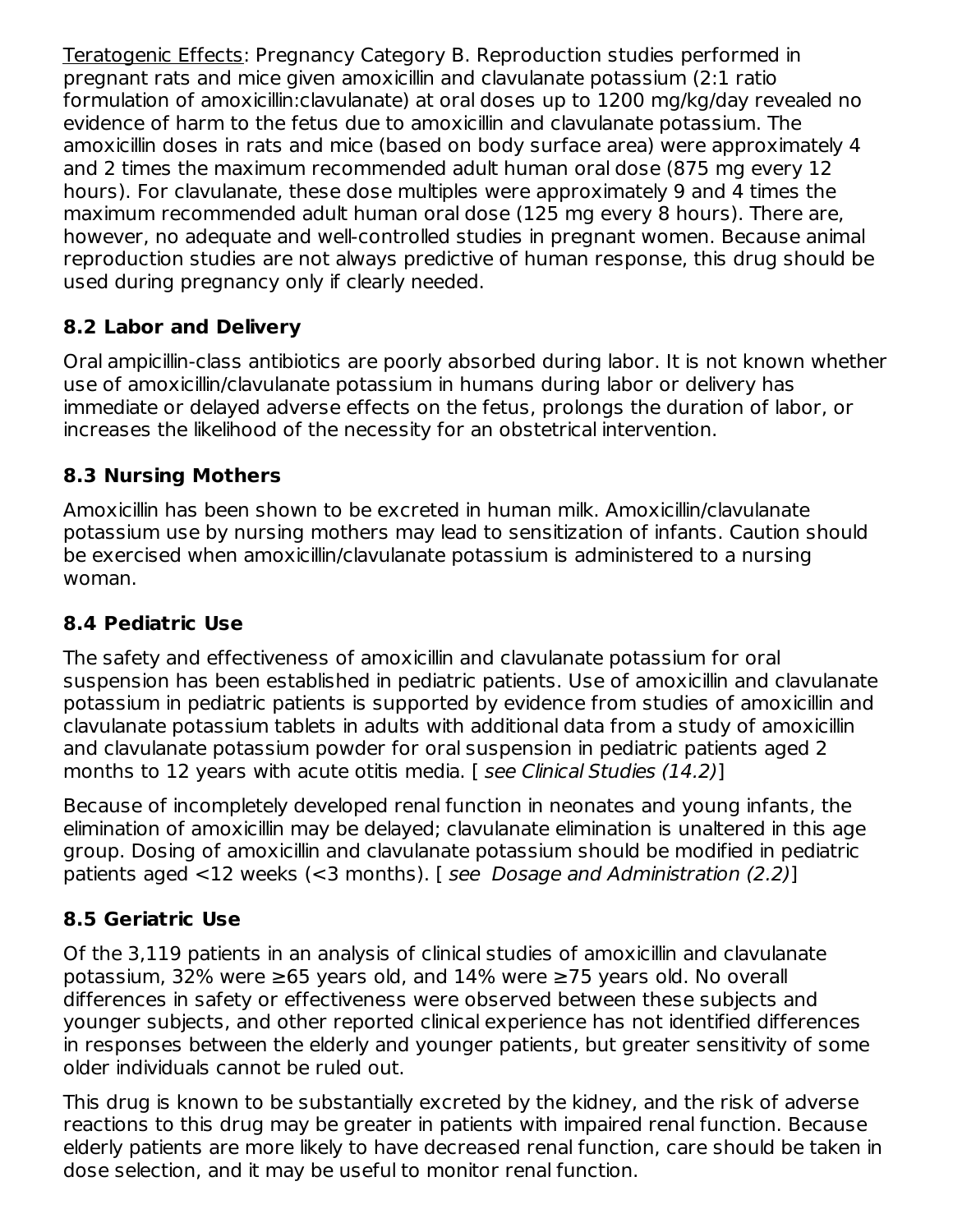<u>Teratogenic Effects</u>: Pregnancy Category B. Reproduction studies performed in pregnant rats and mice given amoxicillin and clavulanate potassium (2:1 ratio formulation of amoxicillin:clavulanate) at oral doses up to 1200 mg/kg/day revealed no evidence of harm to the fetus due to amoxicillin and clavulanate potassium. The amoxicillin doses in rats and mice (based on body surface area) were approximately 4 and 2 times the maximum recommended adult human oral dose (875 mg every 12 hours). For clavulanate, these dose multiples were approximately 9 and 4 times the maximum recommended adult human oral dose (125 mg every 8 hours). There are, however, no adequate and well-controlled studies in pregnant women. Because animal reproduction studies are not always predictive of human response, this drug should be used during pregnancy only if clearly needed.

### 8.2 Labor and Delivery

Oral ampicillin-class antibiotics are poorly absorbed during labor. It is not known whether use of amoxicillin/clavulanate potassium in humans during labor or delivery has immediate or delayed adverse effects on the fetus, prolongs the duration of labor, or increases the likelihood of the necessity for an obstetrical intervention.

### 8.3 Nursing Mothers

Amoxicillin has been shown to be excreted in human milk. Amoxicillin/clavulanate potassium use by nursing mothers may lead to sensitization of infants. Caution should be exercised when amoxicillin/clavulanate potassium is administered to a nursing woman.

### 8.4 Pediatric Use

The safety and effectiveness of amoxicillin and clavulanate potassium for oral suspension has been established in pediatric patients. Use of amoxicillin and clavulanate potassium in pediatric patients is supported by evidence from studies of amoxicillin and clavulanate potassium tablets in adults with additional data from a study of amoxicillin and clavulanate potassium powder for oral suspension in pediatric patients aged 2 months to 12 years with acute otitis media. [ *see Clinical Studies (14.2)*]

Because of incompletely developed renal function in neonates and young infants, the elimination of amoxicillin may be delayed; clavulanate elimination is unaltered in this age group. Dosing of amoxicillin and clavulanate potassium should be modified in pediatric patients aged <12 weeks (<3 months). [ *see Dosage and Administration (2.2)*]

### 8.5 Geriatric Use

Of the 3,119 patients in an analysis of clinical studies of amoxicillin and clavulanate potassium, 32% were ≥65 years old, and 14% were ≥75 years old. No overall differences in safety or effectiveness were observed between these subjects and younger subjects, and other reported clinical experience has not identified differences in responses between the elderly and younger patients, but greater sensitivity of some older individuals cannot be ruled out.

This drug is known to be substantially excreted by the kidney, and the risk of adverse reactions to this drug may be greater in patients with impaired renal function. Because elderly patients are more likely to have decreased renal function, care should be taken in dose selection, and it may be useful to monitor renal function.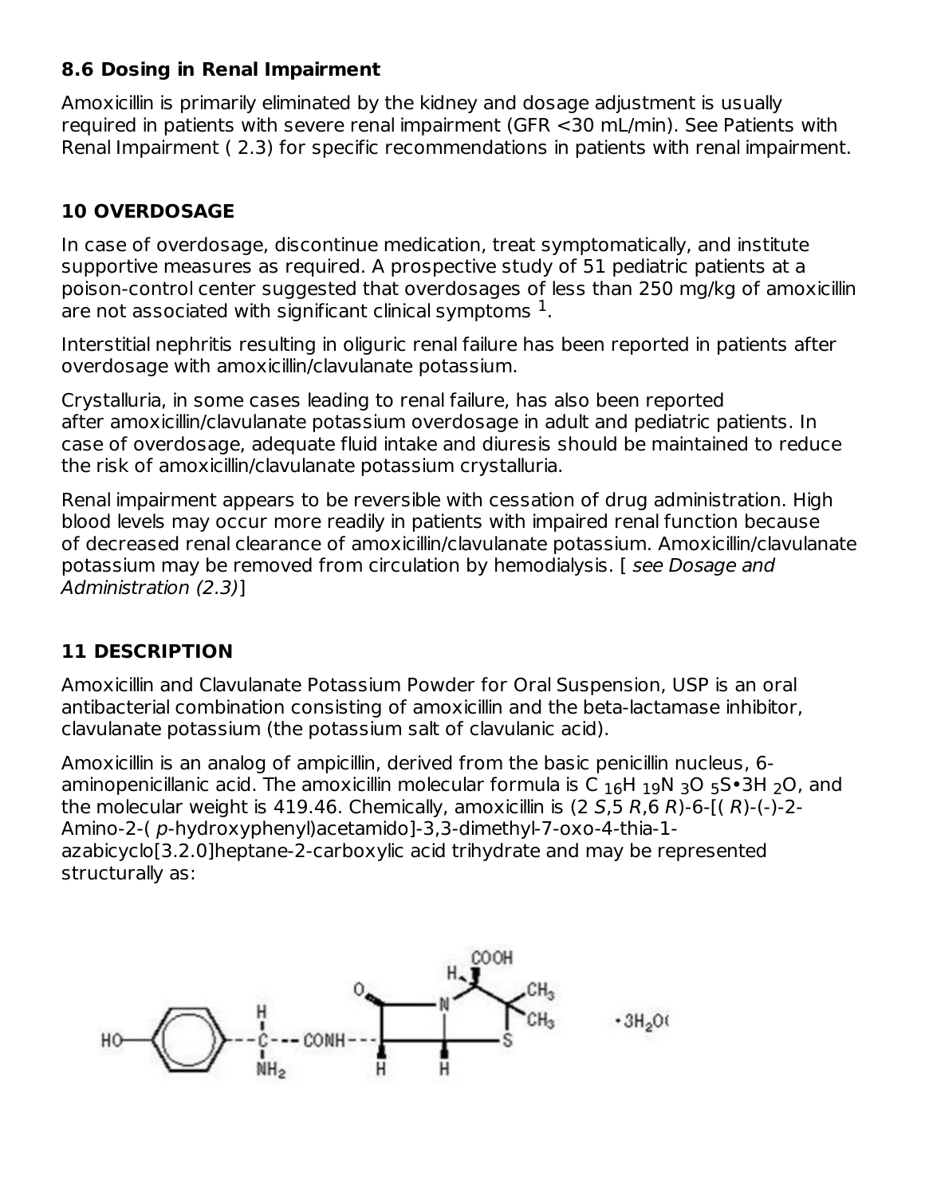### 8.6 Dosing in Renal Impairment

Amoxicillin is primarily eliminated by the kidney and dosage adjustment is usually required in patients with severe renal impairment (GFR <30 mL/min). See Patients with Renal Impairment ( 2.3) for specific recommendations in patients with renal impairment.

## 10 OVERDOSAGE

In case of overdosage, discontinue medication, treat symptomatically, and institute supportive measures as required. A prospective study of 51 pediatric patients at a poison-control center suggested that overdosages of less than 250 mg/kg of amoxicillin are not associated with significant clinical symptoms [1].

Interstitial nephritis resulting in oliguric renal failure has been reported in patients after overdosage with amoxicillin/clavulanate potassium.

Crystalluria, in some cases leading to renal failure, has also been reported after amoxicillin/clavulanate potassium overdosage in adult and pediatric patients. In case of overdosage, adequate fluid intake and diuresis should be maintained to reduce the risk of amoxicillin/clavulanate potassium crystalluria.

Renal impairment appears to be reversible with cessation of drug administration. High blood levels may occur more readily in patients with impaired renal function because of decreased renal clearance of amoxicillin/clavulanate potassium. Amoxicillin/clavulanate potassium may be removed from circulation by hemodialysis. [ *see Dosage and Administration (2.3)*]

## 11 DESCRIPTION

Amoxicillin and Clavulanate Potassium Powder for Oral Suspension, USP is an oral antibacterial combination consisting of amoxicillin and the beta-lactamase inhibitor, clavulanate potassium (the potassium salt of clavulanic acid).

Amoxicillin is an analog of ampicillin, derived from the basic penicillin nucleus, 6-aminopenicillanic acid. The amoxicillin molecular formula is $C_{16}H_{19}N_3O_5S{\bullet}3H_2O$, and the molecular weight is 419.46. Chemically, amoxicillin is (2 *S*,5 *R*,6 *R*)-6-[( *R*)-(-)-2-Amino-2-( *p*-hydroxyphenyl)acetamido]-3,3-dimethyl-7-oxo-4-thia-1-azabicyclo[3.2.0]heptane-2-carboxylic acid trihydrate and may be represented structurally as: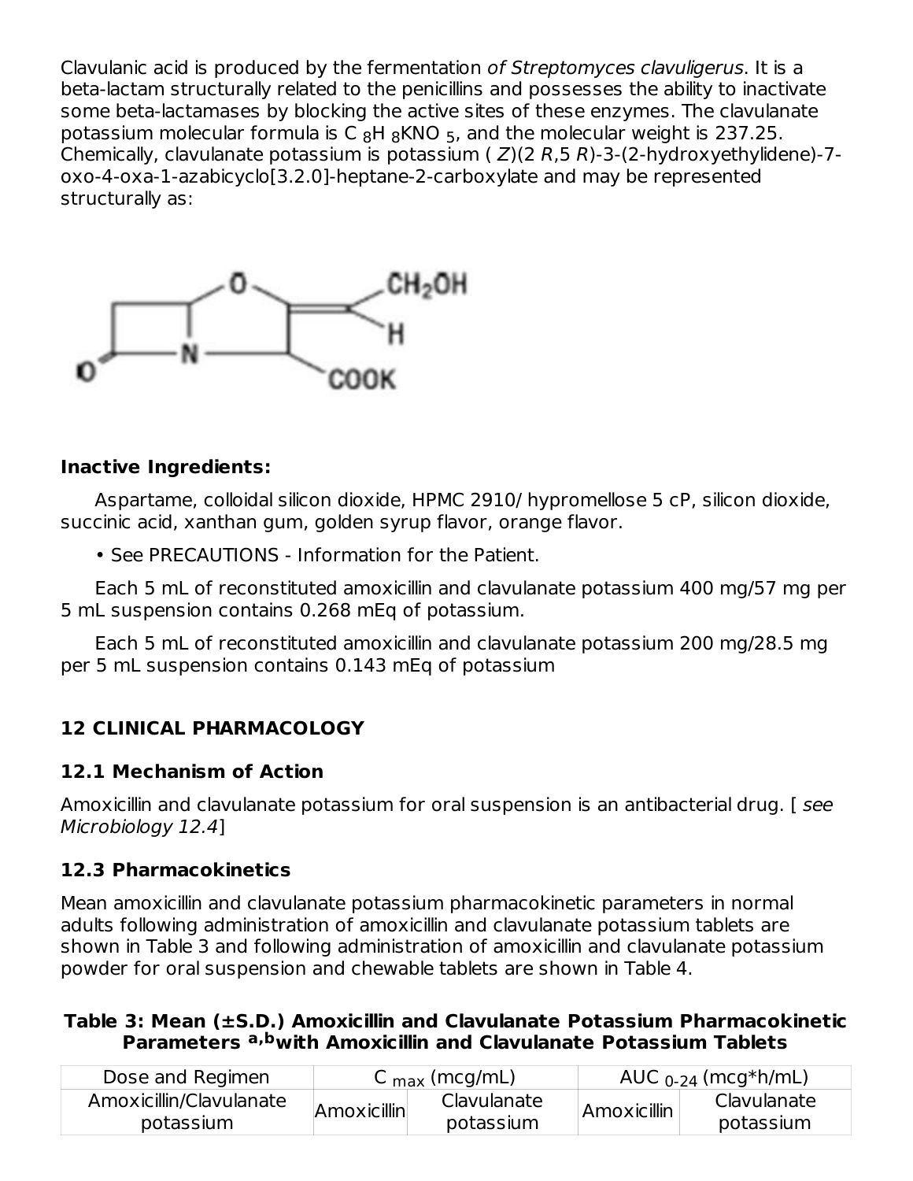Clavulanic acid is produced by the fermentation *of Streptomyces clavuligerus*. It is a beta-lactam structurally related to the penicillins and possesses the ability to inactivate some beta-lactamases by blocking the active sites of these enzymes. The clavulanate potassium molecular formula is $C_8H_8KNO_5$, and the molecular weight is 237.25. Chemically, clavulanate potassium is potassium ( *Z*)(2 *R*,5 *R*)-3-(2-hydroxyethylidene)-7-oxo-4-oxa-1-azabicyclo[3.2.0]-heptane-2-carboxylate and may be represented structurally as:

**Inactive Ingredients:**

Aspartame, colloidal silicon dioxide, HPMC 2910/ hypromellose 5 cP, silicon dioxide, succinic acid, xanthan gum, golden syrup flavor, orange flavor.

• See PRECAUTIONS - Information for the Patient.

Each 5 mL of reconstituted amoxicillin and clavulanate potassium 400 mg/57 mg per 5 mL suspension contains 0.268 mEq of potassium.

Each 5 mL of reconstituted amoxicillin and clavulanate potassium 200 mg/28.5 mg per 5 mL suspension contains 0.143 mEq of potassium

## 12 CLINICAL PHARMACOLOGY

### 12.1 Mechanism of Action

Amoxicillin and clavulanate potassium for oral suspension is an antibacterial drug. [ *see Microbiology 12.4*]

### 12.3 Pharmacokinetics

Mean amoxicillin and clavulanate potassium pharmacokinetic parameters in normal adults following administration of amoxicillin and clavulanate potassium tablets are shown in Table 3 and following administration of amoxicillin and clavulanate potassium powder for oral suspension and chewable tablets are shown in Table 4.

**Table 3: Mean (±S.D.) Amoxicillin and Clavulanate Potassium Pharmacokinetic Parameters [a,b] with Amoxicillin and Clavulanate Potassium Tablets**

| Dose and Regimen | $C_{max}$ (mcg/mL) | | $AUC_{0-24}$ (mcg*h/mL) | |
|---|---|---|---|---|
| Amoxicillin/Clavulanate potassium | Amoxicillin | Clavulanate potassium | Amoxicillin | Clavulanate potassium |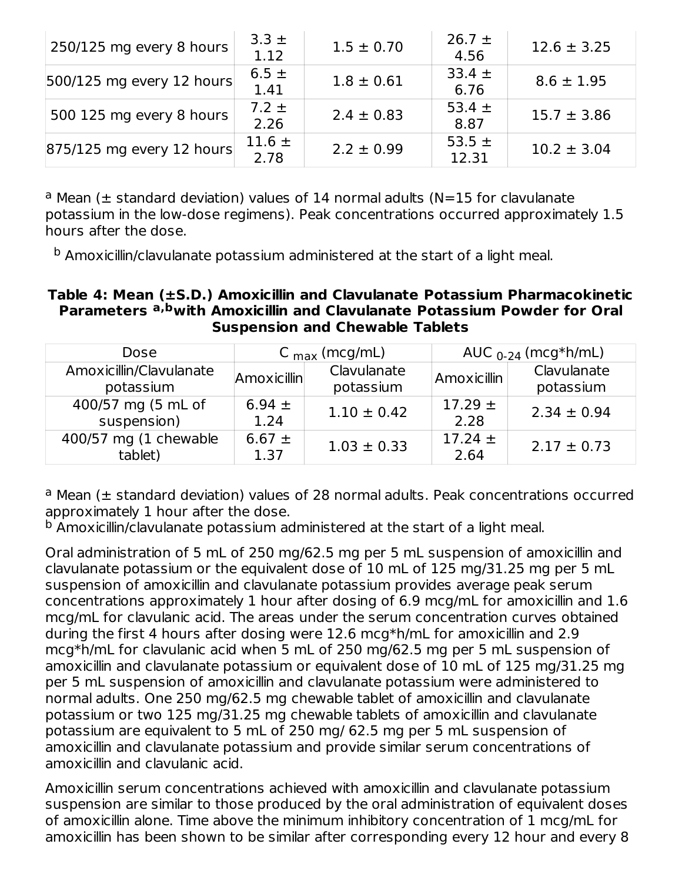| | | | | |
|---|---|---|---|---|
| 250/125 mg every 8 hours | 3.3 ± 1.12 | 1.5 ± 0.70 | 26.7 ± 4.56 | 12.6 ± 3.25 |
| 500/125 mg every 12 hours | 6.5 ± 1.41 | 1.8 ± 0.61 | 33.4 ± 6.76 | 8.6 ± 1.95 |
| 500 125 mg every 8 hours | 7.2 ± 2.26 | 2.4 ± 0.83 | 53.4 ± 8.87 | 15.7 ± 3.86 |
| 875/125 mg every 12 hours | 11.6 ± 2.78 | 2.2 ± 0.99 | 53.5 ± 12.31 | 10.2 ± 3.04 |

[a] Mean (± standard deviation) values of 14 normal adults (N=15 for clavulanate potassium in the low-dose regimens). Peak concentrations occurred approximately 1.5 hours after the dose.

[b] Amoxicillin/clavulanate potassium administered at the start of a light meal.

**Table 4: Mean (±S.D.) Amoxicillin and Clavulanate Potassium Pharmacokinetic Parameters [a,b] with Amoxicillin and Clavulanate Potassium Powder for Oral Suspension and Chewable Tablets**

| Dose | $C_{max}$ (mcg/mL) | | $AUC_{0-24}$ (mcg*h/mL) | |
|---|---|---|---|---|
| Amoxicillin/Clavulanate potassium | Amoxicillin | Clavulanate potassium | Amoxicillin | Clavulanate potassium |
| 400/57 mg (5 mL of suspension) | 6.94 ± 1.24 | 1.10 ± 0.42 | 17.29 ± 2.28 | 2.34 ± 0.94 |
| 400/57 mg (1 chewable tablet) | 6.67 ± 1.37 | 1.03 ± 0.33 | 17.24 ± 2.64 | 2.17 ± 0.73 |

[a] Mean (± standard deviation) values of 28 normal adults. Peak concentrations occurred approximately 1 hour after the dose.
[b] Amoxicillin/clavulanate potassium administered at the start of a light meal.

Oral administration of 5 mL of 250 mg/62.5 mg per 5 mL suspension of amoxicillin and clavulanate potassium or the equivalent dose of 10 mL of 125 mg/31.25 mg per 5 mL suspension of amoxicillin and clavulanate potassium provides average peak serum concentrations approximately 1 hour after dosing of 6.9 mcg/mL for amoxicillin and 1.6 mcg/mL for clavulanic acid. The areas under the serum concentration curves obtained during the first 4 hours after dosing were 12.6 mcg*h/mL for amoxicillin and 2.9 mcg*h/mL for clavulanic acid when 5 mL of 250 mg/62.5 mg per 5 mL suspension of amoxicillin and clavulanate potassium or equivalent dose of 10 mL of 125 mg/31.25 mg per 5 mL suspension of amoxicillin and clavulanate potassium were administered to normal adults. One 250 mg/62.5 mg chewable tablet of amoxicillin and clavulanate potassium or two 125 mg/31.25 mg chewable tablets of amoxicillin and clavulanate potassium are equivalent to 5 mL of 250 mg/ 62.5 mg per 5 mL suspension of amoxicillin and clavulanate potassium and provide similar serum concentrations of amoxicillin and clavulanic acid.

Amoxicillin serum concentrations achieved with amoxicillin and clavulanate potassium suspension are similar to those produced by the oral administration of equivalent doses of amoxicillin alone. Time above the minimum inhibitory concentration of 1 mcg/mL for amoxicillin has been shown to be similar after corresponding every 12 hour and every 8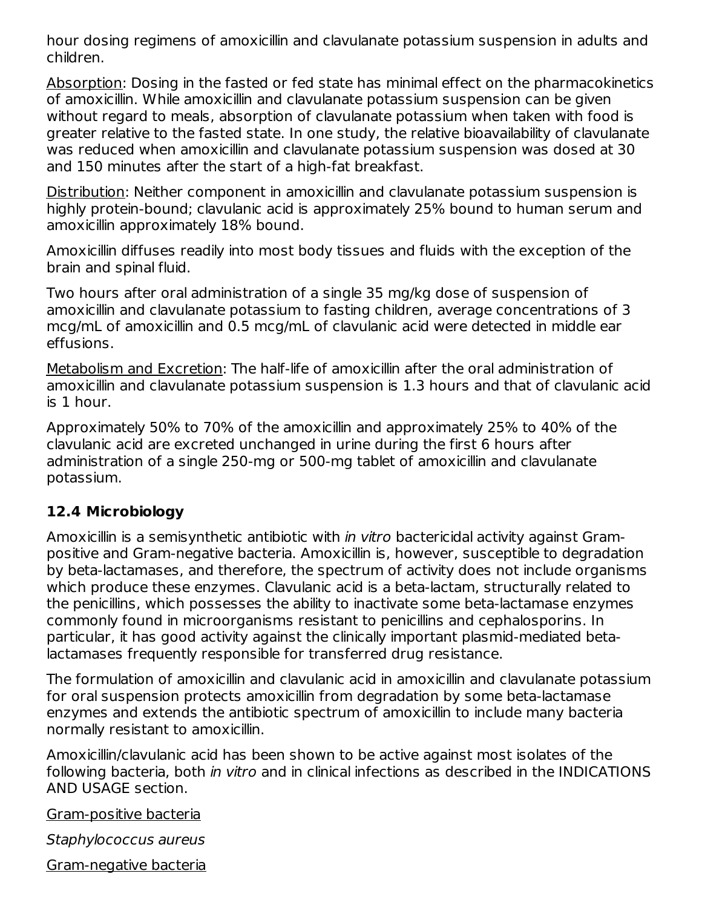hour dosing regimens of amoxicillin and clavulanate potassium suspension in adults and children.

Absorption: Dosing in the fasted or fed state has minimal effect on the pharmacokinetics of amoxicillin. While amoxicillin and clavulanate potassium suspension can be given without regard to meals, absorption of clavulanate potassium when taken with food is greater relative to the fasted state. In one study, the relative bioavailability of clavulanate was reduced when amoxicillin and clavulanate potassium suspension was dosed at 30 and 150 minutes after the start of a high-fat breakfast.

Distribution: Neither component in amoxicillin and clavulanate potassium suspension is highly protein-bound; clavulanic acid is approximately 25% bound to human serum and amoxicillin approximately 18% bound.

Amoxicillin diffuses readily into most body tissues and fluids with the exception of the brain and spinal fluid.

Two hours after oral administration of a single 35 mg/kg dose of suspension of amoxicillin and clavulanate potassium to fasting children, average concentrations of 3 mcg/mL of amoxicillin and 0.5 mcg/mL of clavulanic acid were detected in middle ear effusions.

Metabolism and Excretion: The half-life of amoxicillin after the oral administration of amoxicillin and clavulanate potassium suspension is 1.3 hours and that of clavulanic acid is 1 hour.

Approximately 50% to 70% of the amoxicillin and approximately 25% to 40% of the clavulanic acid are excreted unchanged in urine during the first 6 hours after administration of a single 250-mg or 500-mg tablet of amoxicillin and clavulanate potassium.

### 12.4 Microbiology

Amoxicillin is a semisynthetic antibiotic with *in vitro* bactericidal activity against Gram-positive and Gram-negative bacteria. Amoxicillin is, however, susceptible to degradation by beta-lactamases, and therefore, the spectrum of activity does not include organisms which produce these enzymes. Clavulanic acid is a beta-lactam, structurally related to the penicillins, which possesses the ability to inactivate some beta-lactamase enzymes commonly found in microorganisms resistant to penicillins and cephalosporins. In particular, it has good activity against the clinically important plasmid-mediated beta-lactamases frequently responsible for transferred drug resistance.

The formulation of amoxicillin and clavulanic acid in amoxicillin and clavulanate potassium for oral suspension protects amoxicillin from degradation by some beta-lactamase enzymes and extends the antibiotic spectrum of amoxicillin to include many bacteria normally resistant to amoxicillin.

Amoxicillin/clavulanic acid has been shown to be active against most isolates of the following bacteria, both *in vitro* and in clinical infections as described in the INDICATIONS AND USAGE section.

Gram-positive bacteria

*Staphylococcus aureus*

Gram-negative bacteria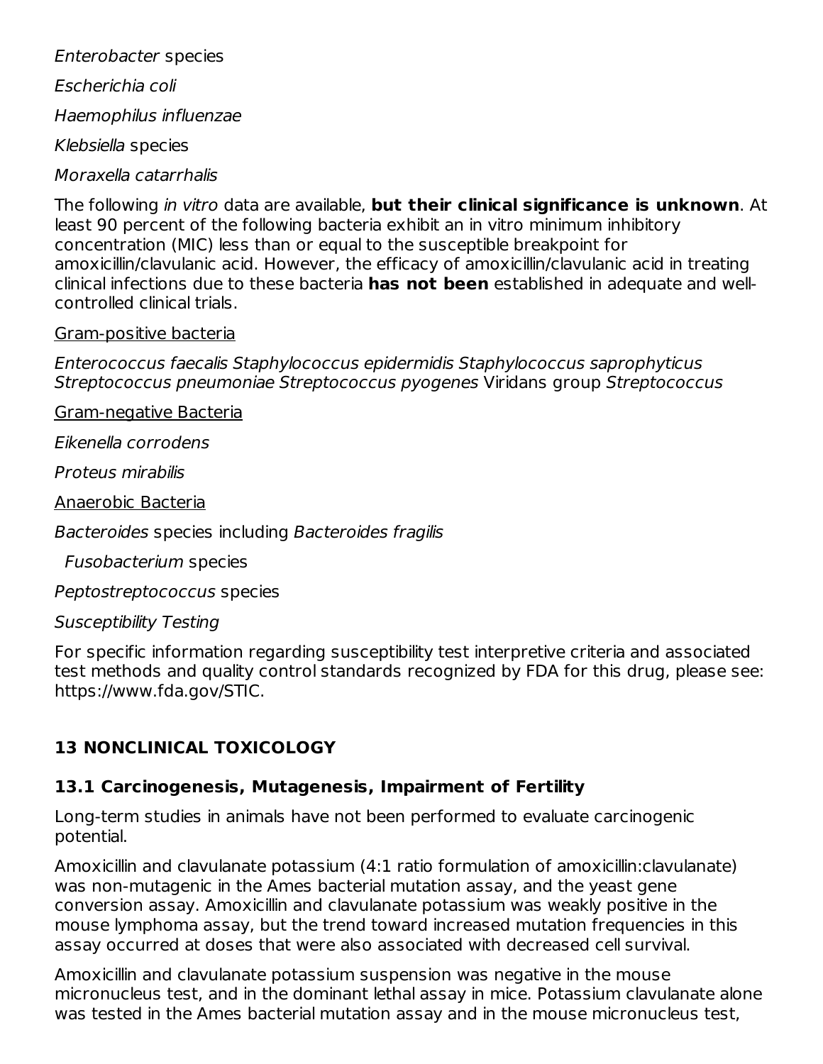*Enterobacter* species

*Escherichia coli*

*Haemophilus influenzae*

*Klebsiella* species

*Moraxella catarrhalis*

The following *in vitro* data are available, **but their clinical significance is unknown**. At least 90 percent of the following bacteria exhibit an in vitro minimum inhibitory concentration (MIC) less than or equal to the susceptible breakpoint for amoxicillin/clavulanic acid. However, the efficacy of amoxicillin/clavulanic acid in treating clinical infections due to these bacteria **has not been** established in adequate and well-controlled clinical trials.

Gram-positive bacteria

*Enterococcus faecalis Staphylococcus epidermidis Staphylococcus saprophyticus Streptococcus pneumoniae Streptococcus pyogenes* Viridans group *Streptococcus*

Gram-negative Bacteria

*Eikenella corrodens*

*Proteus mirabilis*

Anaerobic Bacteria

*Bacteroides* species including *Bacteroides fragilis*

*Fusobacterium* species

*Peptostreptococcus* species

*Susceptibility Testing*

For specific information regarding susceptibility test interpretive criteria and associated test methods and quality control standards recognized by FDA for this drug, please see: https://www.fda.gov/STIC.

## 13 NONCLINICAL TOXICOLOGY

### 13.1 Carcinogenesis, Mutagenesis, Impairment of Fertility

Long-term studies in animals have not been performed to evaluate carcinogenic potential.

Amoxicillin and clavulanate potassium (4:1 ratio formulation of amoxicillin:clavulanate) was non-mutagenic in the Ames bacterial mutation assay, and the yeast gene conversion assay. Amoxicillin and clavulanate potassium was weakly positive in the mouse lymphoma assay, but the trend toward increased mutation frequencies in this assay occurred at doses that were also associated with decreased cell survival.

Amoxicillin and clavulanate potassium suspension was negative in the mouse micronucleus test, and in the dominant lethal assay in mice. Potassium clavulanate alone was tested in the Ames bacterial mutation assay and in the mouse micronucleus test,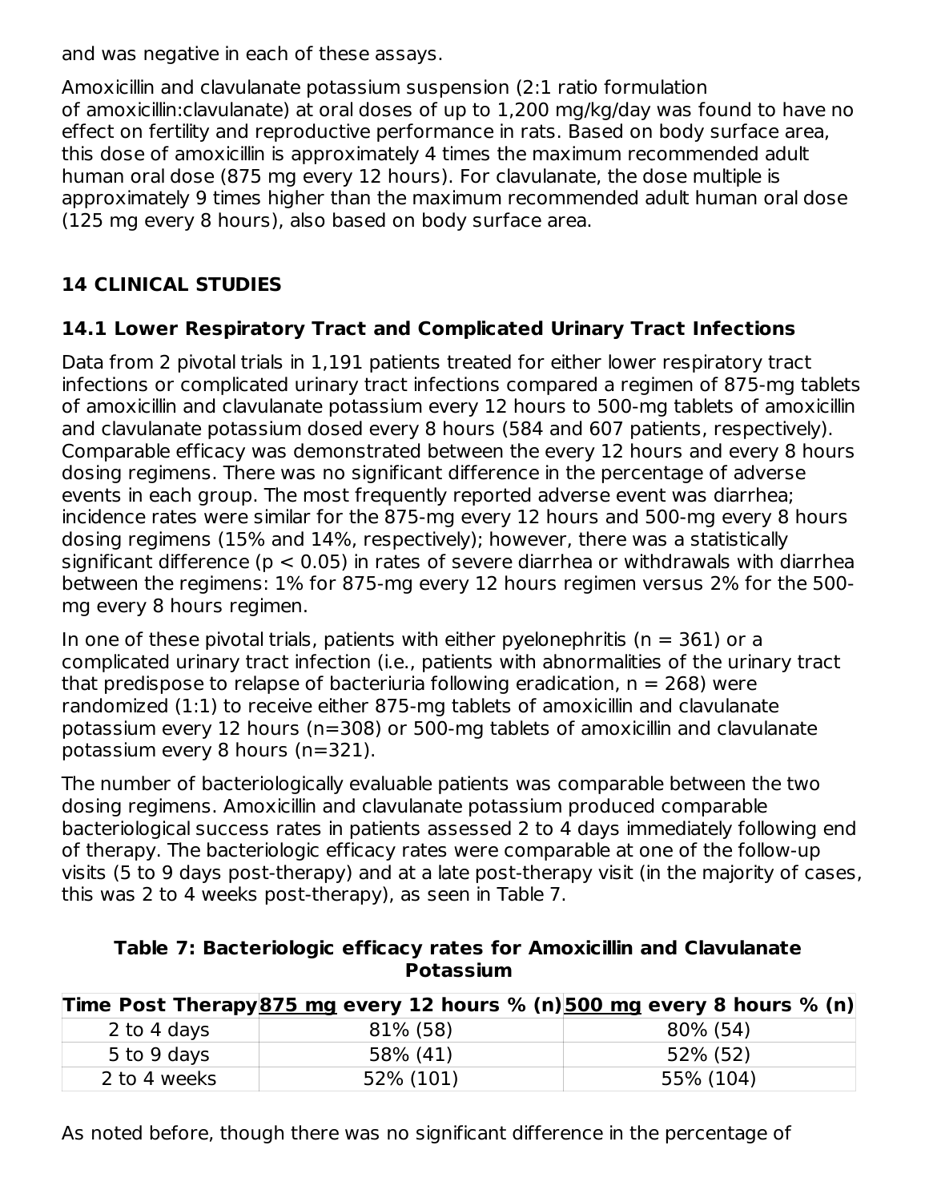and was negative in each of these assays.

Amoxicillin and clavulanate potassium suspension (2:1 ratio formulation of amoxicillin:clavulanate) at oral doses of up to 1,200 mg/kg/day was found to have no effect on fertility and reproductive performance in rats. Based on body surface area, this dose of amoxicillin is approximately 4 times the maximum recommended adult human oral dose (875 mg every 12 hours). For clavulanate, the dose multiple is approximately 9 times higher than the maximum recommended adult human oral dose (125 mg every 8 hours), also based on body surface area.

# 14 CLINICAL STUDIES

## 14.1 Lower Respiratory Tract and Complicated Urinary Tract Infections

Data from 2 pivotal trials in 1,191 patients treated for either lower respiratory tract infections or complicated urinary tract infections compared a regimen of 875-mg tablets of amoxicillin and clavulanate potassium every 12 hours to 500-mg tablets of amoxicillin and clavulanate potassium dosed every 8 hours (584 and 607 patients, respectively). Comparable efficacy was demonstrated between the every 12 hours and every 8 hours dosing regimens. There was no significant difference in the percentage of adverse events in each group. The most frequently reported adverse event was diarrhea; incidence rates were similar for the 875-mg every 12 hours and 500-mg every 8 hours dosing regimens (15% and 14%, respectively); however, there was a statistically significant difference ($p < 0.05$) in rates of severe diarrhea or withdrawals with diarrhea between the regimens: 1% for 875-mg every 12 hours regimen versus 2% for the 500-mg every 8 hours regimen.

In one of these pivotal trials, patients with either pyelonephritis (n = 361) or a complicated urinary tract infection (i.e., patients with abnormalities of the urinary tract that predispose to relapse of bacteriuria following eradication, n = 268) were randomized (1:1) to receive either 875-mg tablets of amoxicillin and clavulanate potassium every 12 hours (n=308) or 500-mg tablets of amoxicillin and clavulanate potassium every 8 hours (n=321).

The number of bacteriologically evaluable patients was comparable between the two dosing regimens. Amoxicillin and clavulanate potassium produced comparable bacteriological success rates in patients assessed 2 to 4 days immediately following end of therapy. The bacteriologic efficacy rates were comparable at one of the follow-up visits (5 to 9 days post-therapy) and at a late post-therapy visit (in the majority of cases, this was 2 to 4 weeks post-therapy), as seen in Table 7.

**Table 7: Bacteriologic efficacy rates for Amoxicillin and Clavulanate Potassium**

| Time Post Therapy | 875 mg every 12 hours % (n) | 500 mg every 8 hours % (n) |
|---|---|---|
| 2 to 4 days | 81% (58) | 80% (54) |
| 5 to 9 days | 58% (41) | 52% (52) |
| 2 to 4 weeks | 52% (101) | 55% (104) |

As noted before, though there was no significant difference in the percentage of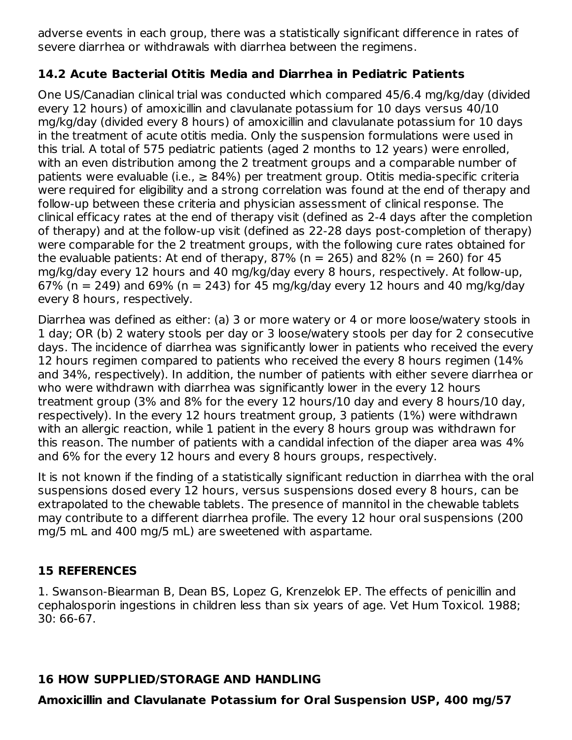adverse events in each group, there was a statistically significant difference in rates of severe diarrhea or withdrawals with diarrhea between the regimens.

### 14.2 Acute Bacterial Otitis Media and Diarrhea in Pediatric Patients

One US/Canadian clinical trial was conducted which compared 45/6.4 mg/kg/day (divided every 12 hours) of amoxicillin and clavulanate potassium for 10 days versus 40/10 mg/kg/day (divided every 8 hours) of amoxicillin and clavulanate potassium for 10 days in the treatment of acute otitis media. Only the suspension formulations were used in this trial. A total of 575 pediatric patients (aged 2 months to 12 years) were enrolled, with an even distribution among the 2 treatment groups and a comparable number of patients were evaluable (i.e., ≥ 84%) per treatment group. Otitis media-specific criteria were required for eligibility and a strong correlation was found at the end of therapy and follow-up between these criteria and physician assessment of clinical response. The clinical efficacy rates at the end of therapy visit (defined as 2-4 days after the completion of therapy) and at the follow-up visit (defined as 22-28 days post-completion of therapy) were comparable for the 2 treatment groups, with the following cure rates obtained for the evaluable patients: At end of therapy, 87% (n = 265) and 82% (n = 260) for 45 mg/kg/day every 12 hours and 40 mg/kg/day every 8 hours, respectively. At follow-up, 67% (n = 249) and 69% (n = 243) for 45 mg/kg/day every 12 hours and 40 mg/kg/day every 8 hours, respectively.

Diarrhea was defined as either: (a) 3 or more watery or 4 or more loose/watery stools in 1 day; OR (b) 2 watery stools per day or 3 loose/watery stools per day for 2 consecutive days. The incidence of diarrhea was significantly lower in patients who received the every 12 hours regimen compared to patients who received the every 8 hours regimen (14% and 34%, respectively). In addition, the number of patients with either severe diarrhea or who were withdrawn with diarrhea was significantly lower in the every 12 hours treatment group (3% and 8% for the every 12 hours/10 day and every 8 hours/10 day, respectively). In the every 12 hours treatment group, 3 patients (1%) were withdrawn with an allergic reaction, while 1 patient in the every 8 hours group was withdrawn for this reason. The number of patients with a candidal infection of the diaper area was 4% and 6% for the every 12 hours and every 8 hours groups, respectively.

It is not known if the finding of a statistically significant reduction in diarrhea with the oral suspensions dosed every 12 hours, versus suspensions dosed every 8 hours, can be extrapolated to the chewable tablets. The presence of mannitol in the chewable tablets may contribute to a different diarrhea profile. The every 12 hour oral suspensions (200 mg/5 mL and 400 mg/5 mL) are sweetened with aspartame.

## 15 REFERENCES

1. Swanson-Biearman B, Dean BS, Lopez G, Krenzelok EP. The effects of penicillin and cephalosporin ingestions in children less than six years of age. Vet Hum Toxicol. 1988; 30: 66-67.

## 16 HOW SUPPLIED/STORAGE AND HANDLING

**Amoxicillin and Clavulanate Potassium for Oral Suspension USP, 400 mg/57**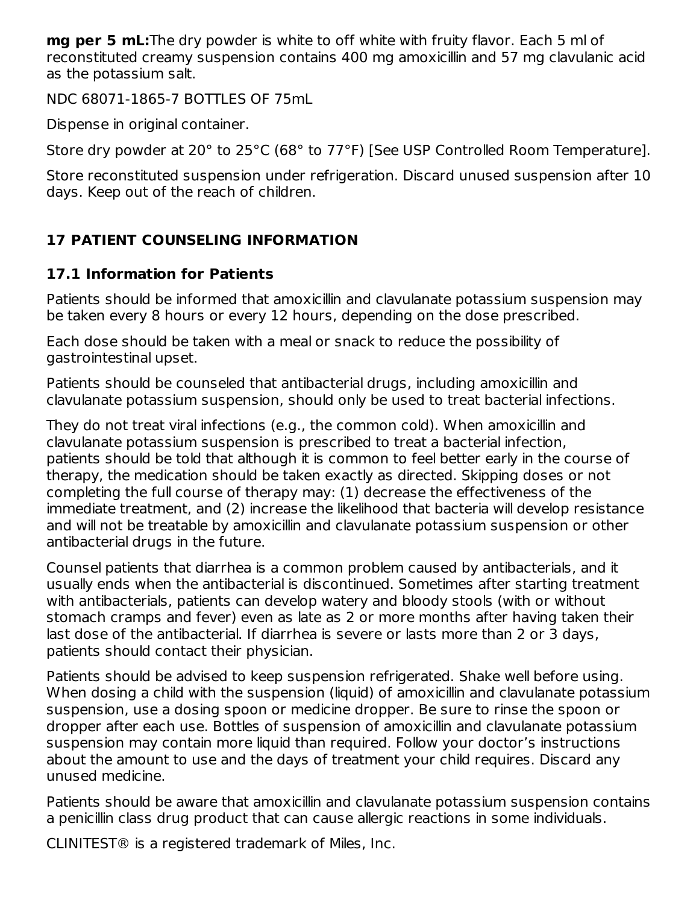**mg per 5 mL:**The dry powder is white to off white with fruity flavor. Each 5 ml of reconstituted creamy suspension contains 400 mg amoxicillin and 57 mg clavulanic acid as the potassium salt.

NDC 68071-1865-7 BOTTLES OF 75mL

Dispense in original container.

Store dry powder at 20° to 25°C (68° to 77°F) [See USP Controlled Room Temperature].

Store reconstituted suspension under refrigeration. Discard unused suspension after 10 days. Keep out of the reach of children.

## 17 PATIENT COUNSELING INFORMATION

### 17.1 Information for Patients

Patients should be informed that amoxicillin and clavulanate potassium suspension may be taken every 8 hours or every 12 hours, depending on the dose prescribed.

Each dose should be taken with a meal or snack to reduce the possibility of gastrointestinal upset.

Patients should be counseled that antibacterial drugs, including amoxicillin and clavulanate potassium suspension, should only be used to treat bacterial infections.

They do not treat viral infections (e.g., the common cold). When amoxicillin and clavulanate potassium suspension is prescribed to treat a bacterial infection, patients should be told that although it is common to feel better early in the course of therapy, the medication should be taken exactly as directed. Skipping doses or not completing the full course of therapy may: (1) decrease the effectiveness of the immediate treatment, and (2) increase the likelihood that bacteria will develop resistance and will not be treatable by amoxicillin and clavulanate potassium suspension or other antibacterial drugs in the future.

Counsel patients that diarrhea is a common problem caused by antibacterials, and it usually ends when the antibacterial is discontinued. Sometimes after starting treatment with antibacterials, patients can develop watery and bloody stools (with or without stomach cramps and fever) even as late as 2 or more months after having taken their last dose of the antibacterial. If diarrhea is severe or lasts more than 2 or 3 days, patients should contact their physician.

Patients should be advised to keep suspension refrigerated. Shake well before using. When dosing a child with the suspension (liquid) of amoxicillin and clavulanate potassium suspension, use a dosing spoon or medicine dropper. Be sure to rinse the spoon or dropper after each use. Bottles of suspension of amoxicillin and clavulanate potassium suspension may contain more liquid than required. Follow your doctor's instructions about the amount to use and the days of treatment your child requires. Discard any unused medicine.

Patients should be aware that amoxicillin and clavulanate potassium suspension contains a penicillin class drug product that can cause allergic reactions in some individuals.

CLINITEST® is a registered trademark of Miles, Inc.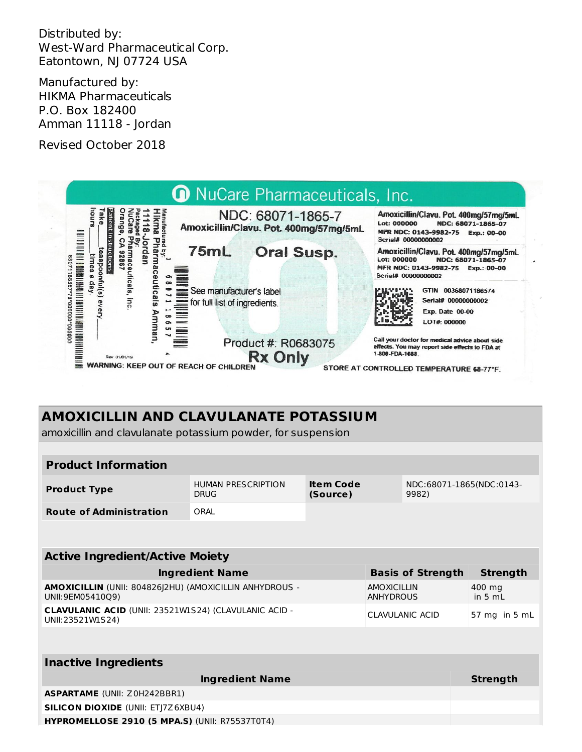Distributed by:
West-Ward Pharmaceutical Corp.
Eatontown, NJ 07724 USA

Manufactured by:
HIKMA Pharmaceuticals
P.O. Box 182400
Amman 11118 - Jordan

Revised October 2018

NuCare Pharmaceuticals, Inc.

NDC: 68071-1865-7
Amoxicillin/Clavu. Pot 400mg/57mg/5mL

75mL Oral Susp.

See manufacturer's label for full list of ingredients.

Product #: R0683075

Rx Only

WARNING: KEEP OUT OF REACH OF CHILDREN

Manufactured by: Hikma Pharmaceuticals Amman, 11118-Jordan
Packaged By: NuCare Pharmaceuticals, Inc. Orange, CA 92867

Patient Instructions: Take ____ teaspoonful(s) every ____ hours ____ times a day.

Rev 01/01/19

Amoxicillin/Clavu. Pot 400mg/57mg/5mL
Lot: 000000 NDC: 68071-1865-07
MFR NDC: 0143-9982-75 Exp.: 00-00
Serial# 00000000002

Amoxicillin/Clavu. Pot 400mg/57mg/5mL
Lot: 000000 NDC: 68071-1865-07
MFR NDC: 0143-9982-75 Exp.: 00-00
Serial# 00000000002

GTIN 00368071186574
Serial# 00000000002
Exp. Date 00-00
LOT#: 000000

Call your doctor for medical advice about side effects. You may report side effects to FDA at 1-800-FDA-1088.

STORE AT CONTROLLED TEMPERATURE 68-77°F.

## AMOXICILLIN AND CLAVULANATE POTASSIUM

amoxicillin and clavulanate potassium powder, for suspension

| Product Information | | | |
|---|---|---|---|
| Product Type | HUMAN PRESCRIPTION DRUG | Item Code (Source) | NDC:68071-1865(NDC:0143-9982) |
| Route of Administration | ORAL | | |

| Active Ingredient/Active Moiety | | |
|---|---|---|
| Ingredient Name | Basis of Strength | Strength |
| **AMOXICILLIN** (UNII: 804826J2HU) (AMOXICILLIN ANHYDROUS - UNII:9EM05410Q9) | AMOXICILLIN ANHYDROUS | 400 mg in 5 mL |
| **CLAVULANIC ACID** (UNII: 23521W1S24) (CLAVULANIC ACID - UNII:23521W1S24) | CLAVULANIC ACID | 57 mg in 5 mL |

| Inactive Ingredients | |
|---|---|
| Ingredient Name | Strength |
| **ASPARTAME** (UNII: Z0H242BBR1) | |
| **SILICON DIOXIDE** (UNII: ETJ7Z6XBU4) | |
| **HYPROMELLOSE 2910 (5 MPA.S)** (UNII: R75537T0T4) | |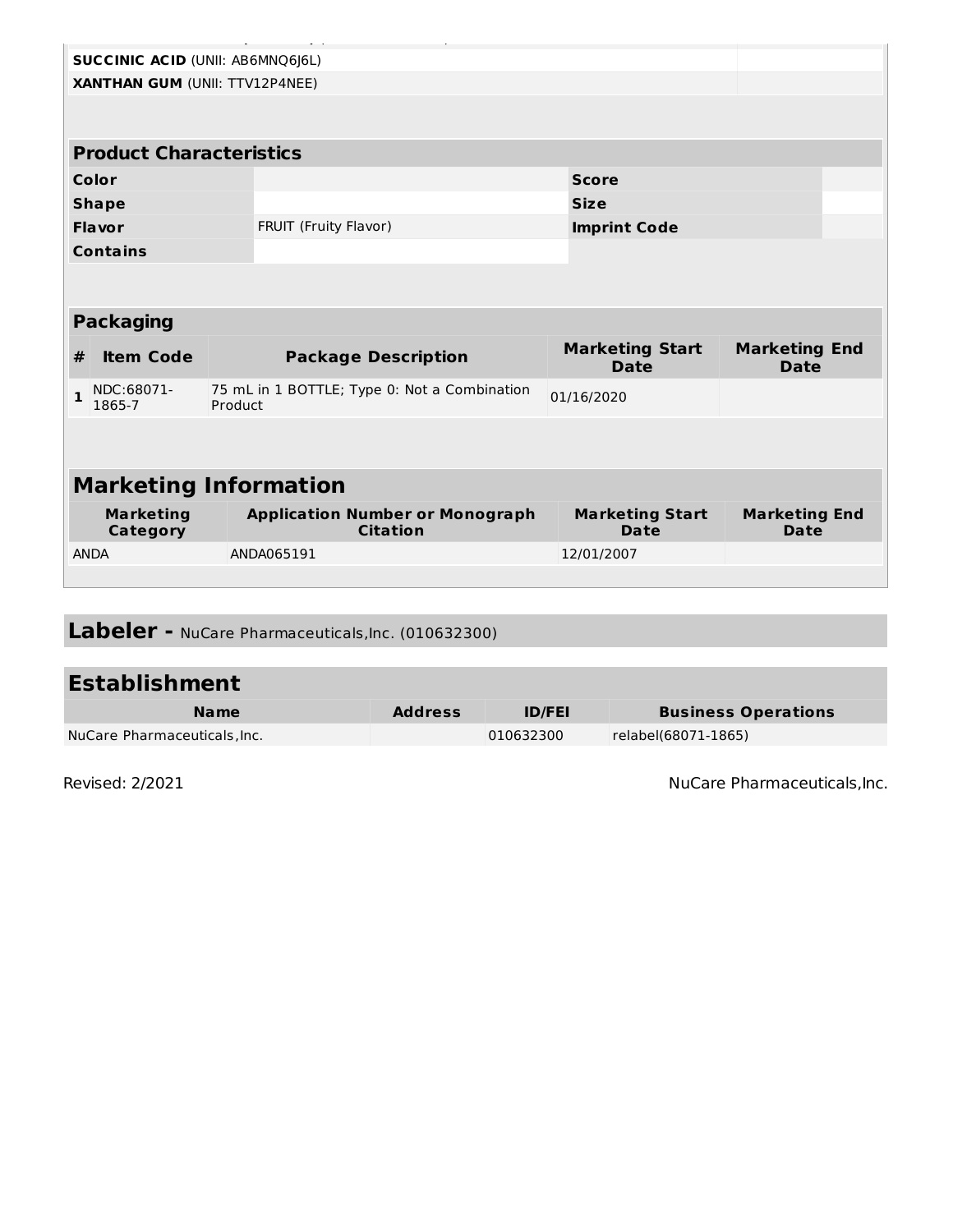| | |
|---|---|
| **SUCCINIC ACID** (UNII: AB6MNQ6J6L) | |
| **XANTHAN GUM** (UNII: TTV12P4NEE) | |

| **Product Characteristics** | | | |
|---|---|---|---|
| **Color** | | **Score** | |
| **Shape** | | **Size** | |
| **Flavor** | FRUIT (Fruity Flavor) | **Imprint Code** | |
| **Contains** | | | |

| **Packaging** | | | | |
|---|---|---|---|---|
| **#** | **Item Code** | **Package Description** | **Marketing Start Date** | **Marketing End Date** |
| **1** | NDC:68071-1865-7 | 75 mL in 1 BOTTLE; Type 0: Not a Combination Product | 01/16/2020 | |

| **Marketing Information** | | | |
|---|---|---|---|
| **Marketing Category** | **Application Number or Monograph Citation** | **Marketing Start Date** | **Marketing End Date** |
| ANDA | ANDA065191 | 12/01/2007 | |

## Labeler - NuCare Pharmaceuticals,Inc. (010632300)

| **Establishment** | | | |
|---|---|---|---|
| **Name** | **Address** | **ID/FEI** | **Business Operations** |
| NuCare Pharmaceuticals,Inc. | | 010632300 | relabel(68071-1865) |

Revised: 2/2021

NuCare Pharmaceuticals,Inc.